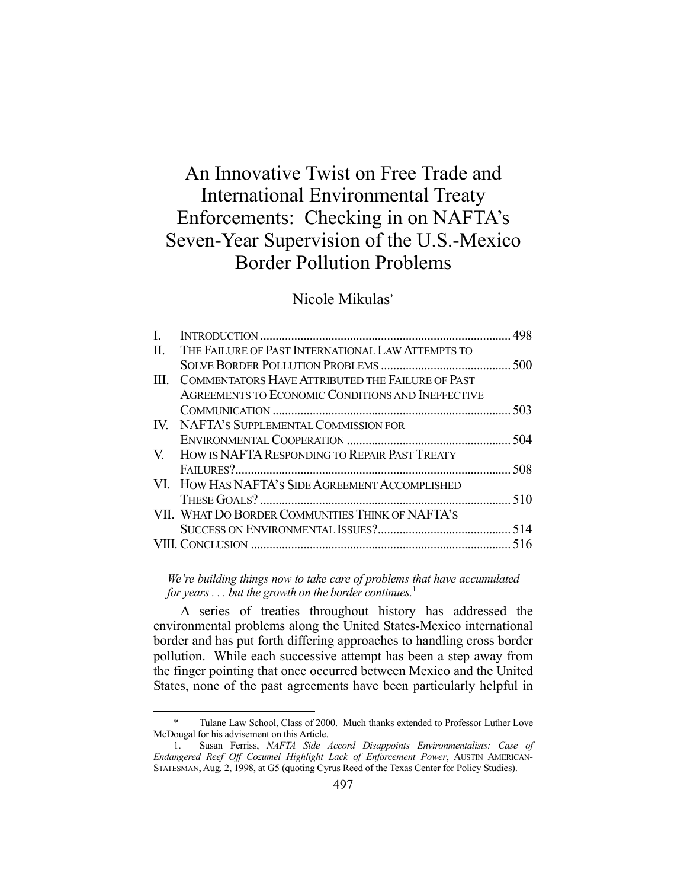# An Innovative Twist on Free Trade and International Environmental Treaty Enforcements: Checking in on NAFTA's Seven-Year Supervision of the U.S.-Mexico Border Pollution Problems

Nicole Mikulas*

| | | |
|---|---|---|
| I. | INTRODUCTION | 498 |
| II. | THE FAILURE OF PAST INTERNATIONAL LAW ATTEMPTS TO SOLVE BORDER POLLUTION PROBLEMS | 500 |
| III. | COMMENTATORS HAVE ATTRIBUTED THE FAILURE OF PAST AGREEMENTS TO ECONOMIC CONDITIONS AND INEFFECTIVE COMMUNICATION | 503 |
| IV. | NAFTA'S SUPPLEMENTAL COMMISSION FOR ENVIRONMENTAL COOPERATION | 504 |
| V. | HOW IS NAFTA RESPONDING TO REPAIR PAST TREATY FAILURES? | 508 |
| VI. | HOW HAS NAFTA'S SIDE AGREEMENT ACCOMPLISHED THESE GOALS? | 510 |
| VII. | WHAT DO BORDER COMMUNITIES THINK OF NAFTA'S SUCCESS ON ENVIRONMENTAL ISSUES? | 514 |
| VIII. | CONCLUSION | 516 |

*We're building things now to take care of problems that have accumulated for years . . . but the growth on the border continues.*[1]

A series of treaties throughout history has addressed the environmental problems along the United States-Mexico international border and has put forth differing approaches to handling cross border pollution. While each successive attempt has been a step away from the finger pointing that once occurred between Mexico and the United States, none of the past agreements have been particularly helpful in

---

\* Tulane Law School, Class of 2000. Much thanks extended to Professor Luther Love McDougal for his advisement on this Article.

1. Susan Ferriss, *NAFTA Side Accord Disappoints Environmentalists: Case of Endangered Reef Off Cozumel Highlight Lack of Enforcement Power*, AUSTIN AMERICAN-STATESMAN, Aug. 2, 1998, at G5 (quoting Cyrus Reed of the Texas Center for Policy Studies).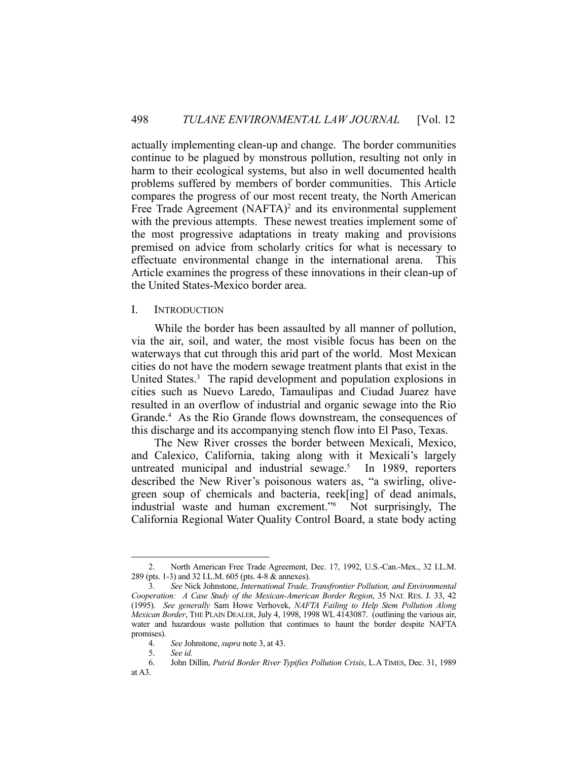actually implementing clean-up and change. The border communities continue to be plagued by monstrous pollution, resulting not only in harm to their ecological systems, but also in well documented health problems suffered by members of border communities. This Article compares the progress of our most recent treaty, the North American Free Trade Agreement (NAFTA)[2] and its environmental supplement with the previous attempts. These newest treaties implement some of the most progressive adaptations in treaty making and provisions premised on advice from scholarly critics for what is necessary to effectuate environmental change in the international arena. This Article examines the progress of these innovations in their clean-up of the United States-Mexico border area.

## I. Introduction

While the border has been assaulted by all manner of pollution, via the air, soil, and water, the most visible focus has been on the waterways that cut through this arid part of the world. Most Mexican cities do not have the modern sewage treatment plants that exist in the United States.[3] The rapid development and population explosions in cities such as Nuevo Laredo, Tamaulipas and Ciudad Juarez have resulted in an overflow of industrial and organic sewage into the Rio Grande.[4] As the Rio Grande flows downstream, the consequences of this discharge and its accompanying stench flow into El Paso, Texas.

The New River crosses the border between Mexicali, Mexico, and Calexico, California, taking along with it Mexicali's largely untreated municipal and industrial sewage.[5] In 1989, reporters described the New River's poisonous waters as, "a swirling, olive-green soup of chemicals and bacteria, reek[ing] of dead animals, industrial waste and human excrement."[6] Not surprisingly, The California Regional Water Quality Control Board, a state body acting

---

2. North American Free Trade Agreement, Dec. 17, 1992, U.S.-Can.-Mex., 32 I.L.M. 289 (pts. 1-3) and 32 I.L.M. 605 (pts. 4-8 & annexes).

3. *See* Nick Johnstone, *International Trade, Transfrontier Pollution, and Environmental Cooperation: A Case Study of the Mexican-American Border Region*, 35 NAT. RES. J. 33, 42 (1995). *See generally* Sam Howe Verhovek, *NAFTA Failing to Help Stem Pollution Along Mexican Border*, THE PLAIN DEALER, July 4, 1998, 1998 WL 4143087. (outlining the various air, water and hazardous waste pollution that continues to haunt the border despite NAFTA promises).

4. *See* Johnstone, *supra* note 3, at 43.

5. *See id.*

6. John Dillin, *Putrid Border River Typifies Pollution Crisis*, L.A TIMES, Dec. 31, 1989 at A3.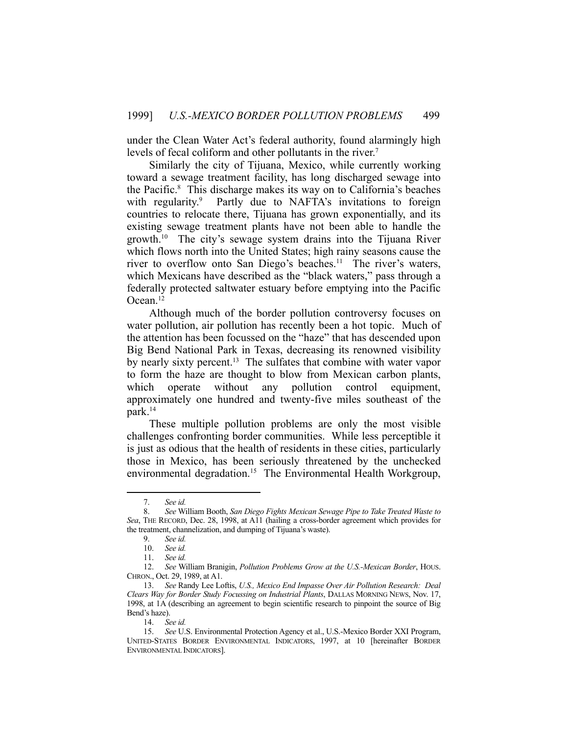under the Clean Water Act's federal authority, found alarmingly high levels of fecal coliform and other pollutants in the river.[7]

Similarly the city of Tijuana, Mexico, while currently working toward a sewage treatment facility, has long discharged sewage into the Pacific.[8] This discharge makes its way on to California's beaches with regularity.[9] Partly due to NAFTA's invitations to foreign countries to relocate there, Tijuana has grown exponentially, and its existing sewage treatment plants have not been able to handle the growth.[10] The city's sewage system drains into the Tijuana River which flows north into the United States; high rainy seasons cause the river to overflow onto San Diego's beaches.[11] The river's waters, which Mexicans have described as the "black waters," pass through a federally protected saltwater estuary before emptying into the Pacific Ocean.[12]

Although much of the border pollution controversy focuses on water pollution, air pollution has recently been a hot topic. Much of the attention has been focussed on the "haze" that has descended upon Big Bend National Park in Texas, decreasing its renowned visibility by nearly sixty percent.[13] The sulfates that combine with water vapor to form the haze are thought to blow from Mexican carbon plants, which operate without any pollution control equipment, approximately one hundred and twenty-five miles southeast of the park.[14]

These multiple pollution problems are only the most visible challenges confronting border communities. While less perceptible it is just as odious that the health of residents in these cities, particularly those in Mexico, has been seriously threatened by the unchecked environmental degradation.[15] The Environmental Health Workgroup,

---

7. *See id.*

8. *See* William Booth, *San Diego Fights Mexican Sewage Pipe to Take Treated Waste to Sea*, THE RECORD, Dec. 28, 1998, at A11 (hailing a cross-border agreement which provides for the treatment, channelization, and dumping of Tijuana's waste).

9. *See id.*

10. *See id.*

11. *See id.*

12. *See* William Branigin, *Pollution Problems Grow at the U.S.-Mexican Border*, HOUS. CHRON., Oct. 29, 1989, at A1.

13. *See* Randy Lee Loftis, *U.S., Mexico End Impasse Over Air Pollution Research: Deal Clears Way for Border Study Focussing on Industrial Plants*, DALLAS MORNING NEWS, Nov. 17, 1998, at 1A (describing an agreement to begin scientific research to pinpoint the source of Big Bend's haze).

14. *See id.*

15. *See* U.S. Environmental Protection Agency et al., U.S.-Mexico Border XXI Program, UNITED-STATES BORDER ENVIRONMENTAL INDICATORS, 1997, at 10 [hereinafter BORDER ENVIRONMENTAL INDICATORS].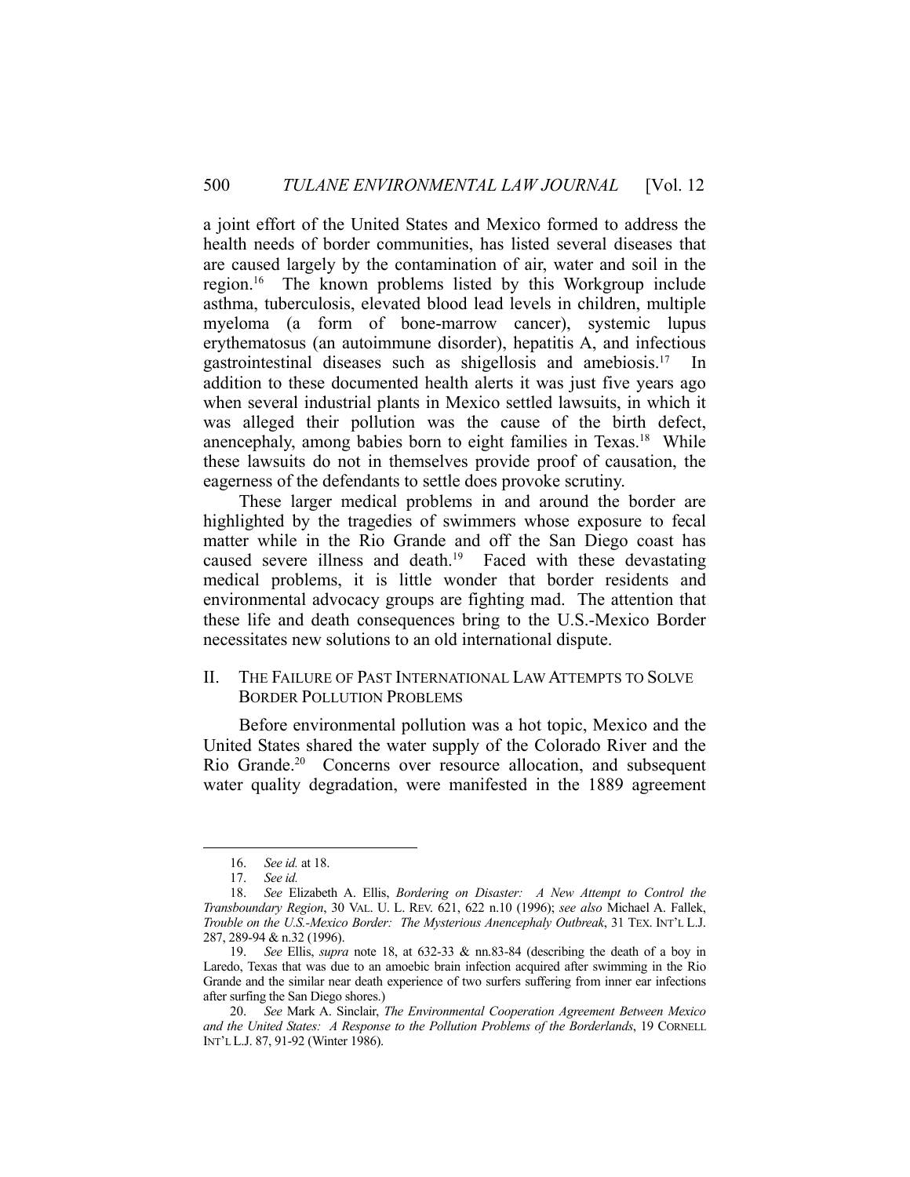a joint effort of the United States and Mexico formed to address the health needs of border communities, has listed several diseases that are caused largely by the contamination of air, water and soil in the region.[16] The known problems listed by this Workgroup include asthma, tuberculosis, elevated blood lead levels in children, multiple myeloma (a form of bone-marrow cancer), systemic lupus erythematosus (an autoimmune disorder), hepatitis A, and infectious gastrointestinal diseases such as shigellosis and amebiosis.[17] In addition to these documented health alerts it was just five years ago when several industrial plants in Mexico settled lawsuits, in which it was alleged their pollution was the cause of the birth defect, anencephaly, among babies born to eight families in Texas.[18] While these lawsuits do not in themselves provide proof of causation, the eagerness of the defendants to settle does provoke scrutiny.

These larger medical problems in and around the border are highlighted by the tragedies of swimmers whose exposure to fecal matter while in the Rio Grande and off the San Diego coast has caused severe illness and death.[19] Faced with these devastating medical problems, it is little wonder that border residents and environmental advocacy groups are fighting mad. The attention that these life and death consequences bring to the U.S.-Mexico Border necessitates new solutions to an old international dispute.

## II. THE FAILURE OF PAST INTERNATIONAL LAW ATTEMPTS TO SOLVE BORDER POLLUTION PROBLEMS

Before environmental pollution was a hot topic, Mexico and the United States shared the water supply of the Colorado River and the Rio Grande.[20] Concerns over resource allocation, and subsequent water quality degradation, were manifested in the 1889 agreement

---

16. *See id.* at 18.

17. *See id.*

18. *See* Elizabeth A. Ellis, *Bordering on Disaster: A New Attempt to Control the Transboundary Region*, 30 VAL. U. L. REV. 621, 622 n.10 (1996); *see also* Michael A. Fallek, *Trouble on the U.S.-Mexico Border: The Mysterious Anencephaly Outbreak*, 31 TEX. INT'L L.J. 287, 289-94 & n.32 (1996).

19. *See* Ellis, *supra* note 18, at 632-33 & nn.83-84 (describing the death of a boy in Laredo, Texas that was due to an amoebic brain infection acquired after swimming in the Rio Grande and the similar near death experience of two surfers suffering from inner ear infections after surfing the San Diego shores.)

20. *See* Mark A. Sinclair, *The Environmental Cooperation Agreement Between Mexico and the United States: A Response to the Pollution Problems of the Borderlands*, 19 CORNELL INT'L L.J. 87, 91-92 (Winter 1986).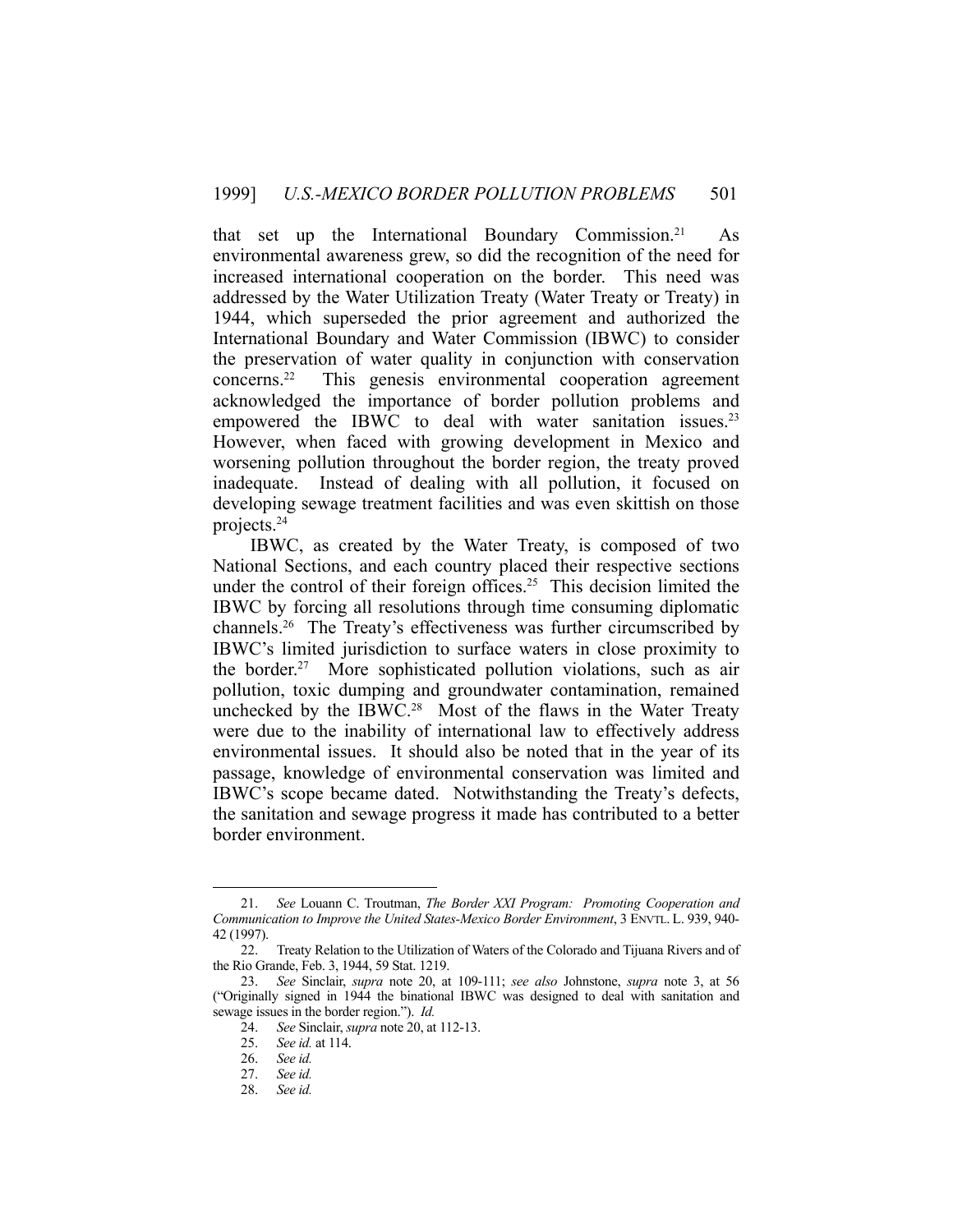that set up the International Boundary Commission.[21] As environmental awareness grew, so did the recognition of the need for increased international cooperation on the border. This need was addressed by the Water Utilization Treaty (Water Treaty or Treaty) in 1944, which superseded the prior agreement and authorized the International Boundary and Water Commission (IBWC) to consider the preservation of water quality in conjunction with conservation concerns.[22] This genesis environmental cooperation agreement acknowledged the importance of border pollution problems and empowered the IBWC to deal with water sanitation issues.[23] However, when faced with growing development in Mexico and worsening pollution throughout the border region, the treaty proved inadequate. Instead of dealing with all pollution, it focused on developing sewage treatment facilities and was even skittish on those projects.[24]

IBWC, as created by the Water Treaty, is composed of two National Sections, and each country placed their respective sections under the control of their foreign offices.[25] This decision limited the IBWC by forcing all resolutions through time consuming diplomatic channels.[26] The Treaty's effectiveness was further circumscribed by IBWC's limited jurisdiction to surface waters in close proximity to the border.[27] More sophisticated pollution violations, such as air pollution, toxic dumping and groundwater contamination, remained unchecked by the IBWC.[28] Most of the flaws in the Water Treaty were due to the inability of international law to effectively address environmental issues. It should also be noted that in the year of its passage, knowledge of environmental conservation was limited and IBWC's scope became dated. Notwithstanding the Treaty's defects, the sanitation and sewage progress it made has contributed to a better border environment.

---

21. *See* Louann C. Troutman, *The Border XXI Program: Promoting Cooperation and Communication to Improve the United States-Mexico Border Environment*, 3 ENVTL. L. 939, 940-42 (1997).

22. Treaty Relation to the Utilization of Waters of the Colorado and Tijuana Rivers and of the Rio Grande, Feb. 3, 1944, 59 Stat. 1219.

23. *See* Sinclair, *supra* note 20, at 109-111; *see also* Johnstone, *supra* note 3, at 56 ("Originally signed in 1944 the binational IBWC was designed to deal with sanitation and sewage issues in the border region."). *Id.*

24. *See* Sinclair, *supra* note 20, at 112-13.

25. *See id.* at 114.

26. *See id.*

27. *See id.*

28. *See id.*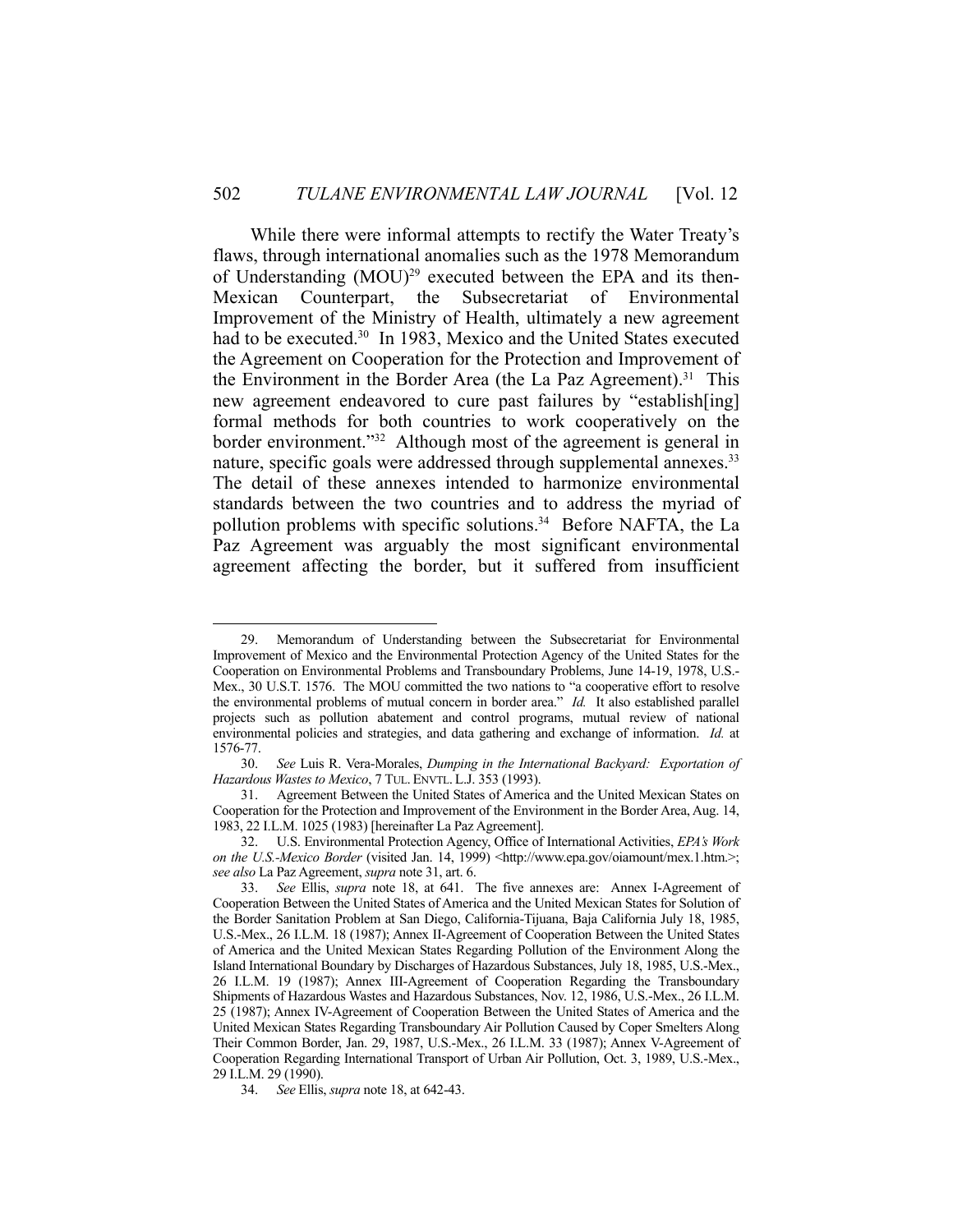While there were informal attempts to rectify the Water Treaty's flaws, through international anomalies such as the 1978 Memorandum of Understanding (MOU)[29] executed between the EPA and its then-Mexican Counterpart, the Subsecretariat of Environmental Improvement of the Ministry of Health, ultimately a new agreement had to be executed.[30] In 1983, Mexico and the United States executed the Agreement on Cooperation for the Protection and Improvement of the Environment in the Border Area (the La Paz Agreement).[31] This new agreement endeavored to cure past failures by "establish[ing] formal methods for both countries to work cooperatively on the border environment."[32] Although most of the agreement is general in nature, specific goals were addressed through supplemental annexes.[33] The detail of these annexes intended to harmonize environmental standards between the two countries and to address the myriad of pollution problems with specific solutions.[34] Before NAFTA, the La Paz Agreement was arguably the most significant environmental agreement affecting the border, but it suffered from insufficient

---

29. Memorandum of Understanding between the Subsecretariat for Environmental Improvement of Mexico and the Environmental Protection Agency of the United States for the Cooperation on Environmental Problems and Transboundary Problems, June 14-19, 1978, U.S.-Mex., 30 U.S.T. 1576. The MOU committed the two nations to "a cooperative effort to resolve the environmental problems of mutual concern in border area." *Id.* It also established parallel projects such as pollution abatement and control programs, mutual review of national environmental policies and strategies, and data gathering and exchange of information. *Id.* at 1576-77.

30. *See* Luis R. Vera-Morales, *Dumping in the International Backyard: Exportation of Hazardous Wastes to Mexico*, 7 TUL. ENVTL. L.J. 353 (1993).

31. Agreement Between the United States of America and the United Mexican States on Cooperation for the Protection and Improvement of the Environment in the Border Area, Aug. 14, 1983, 22 I.L.M. 1025 (1983) [hereinafter La Paz Agreement].

32. U.S. Environmental Protection Agency, Office of International Activities, *EPA's Work on the U.S.-Mexico Border* (visited Jan. 14, 1999) <http://www.epa.gov/oiamount/mex.1.htm.>; *see also* La Paz Agreement, *supra* note 31, art. 6.

33. *See* Ellis, *supra* note 18, at 641. The five annexes are: Annex I-Agreement of Cooperation Between the United States of America and the United Mexican States for Solution of the Border Sanitation Problem at San Diego, California-Tijuana, Baja California July 18, 1985, U.S.-Mex., 26 I.L.M. 18 (1987); Annex II-Agreement of Cooperation Between the United States of America and the United Mexican States Regarding Pollution of the Environment Along the Island International Boundary by Discharges of Hazardous Substances, July 18, 1985, U.S.-Mex., 26 I.L.M. 19 (1987); Annex III-Agreement of Cooperation Regarding the Transboundary Shipments of Hazardous Wastes and Hazardous Substances, Nov. 12, 1986, U.S.-Mex., 26 I.L.M. 25 (1987); Annex IV-Agreement of Cooperation Between the United States of America and the United Mexican States Regarding Transboundary Air Pollution Caused by Coper Smelters Along Their Common Border, Jan. 29, 1987, U.S.-Mex., 26 I.L.M. 33 (1987); Annex V-Agreement of Cooperation Regarding International Transport of Urban Air Pollution, Oct. 3, 1989, U.S.-Mex., 29 I.L.M. 29 (1990).

34. *See* Ellis, *supra* note 18, at 642-43.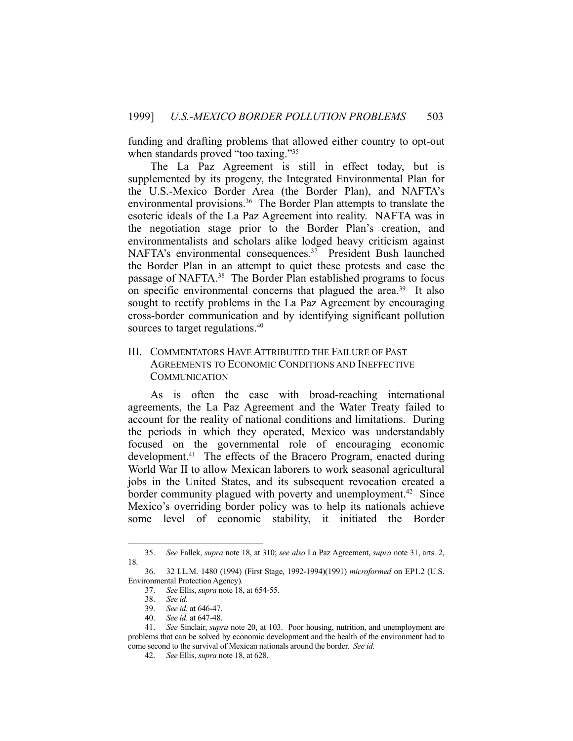funding and drafting problems that allowed either country to opt-out when standards proved "too taxing."[35]

The La Paz Agreement is still in effect today, but is supplemented by its progeny, the Integrated Environmental Plan for the U.S.-Mexico Border Area (the Border Plan), and NAFTA's environmental provisions.[36] The Border Plan attempts to translate the esoteric ideals of the La Paz Agreement into reality. NAFTA was in the negotiation stage prior to the Border Plan's creation, and environmentalists and scholars alike lodged heavy criticism against NAFTA's environmental consequences.[37] President Bush launched the Border Plan in an attempt to quiet these protests and ease the passage of NAFTA.[38] The Border Plan established programs to focus on specific environmental concerns that plagued the area.[39] It also sought to rectify problems in the La Paz Agreement by encouraging cross-border communication and by identifying significant pollution sources to target regulations.[40]

## III. Commentators Have Attributed the Failure of Past Agreements to Economic Conditions and Ineffective Communication

As is often the case with broad-reaching international agreements, the La Paz Agreement and the Water Treaty failed to account for the reality of national conditions and limitations. During the periods in which they operated, Mexico was understandably focused on the governmental role of encouraging economic development.[41] The effects of the Bracero Program, enacted during World War II to allow Mexican laborers to work seasonal agricultural jobs in the United States, and its subsequent revocation created a border community plagued with poverty and unemployment.[42] Since Mexico's overriding border policy was to help its nationals achieve some level of economic stability, it initiated the Border

---

35. *See* Fallek, *supra* note 18, at 310; *see also* La Paz Agreement, *supra* note 31, arts. 2, 18.

36. 32 I.L.M. 1480 (1994) (First Stage, 1992-1994)(1991) *microformed* on EP1.2 (U.S. Environmental Protection Agency).

37. *See* Ellis, *supra* note 18, at 654-55.

38. *See id.*

39. *See id.* at 646-47.

40. *See id.* at 647-48.

41. *See* Sinclair, *supra* note 20, at 103. Poor housing, nutrition, and unemployment are problems that can be solved by economic development and the health of the environment had to come second to the survival of Mexican nationals around the border. *See id.*

42. *See* Ellis, *supra* note 18, at 628.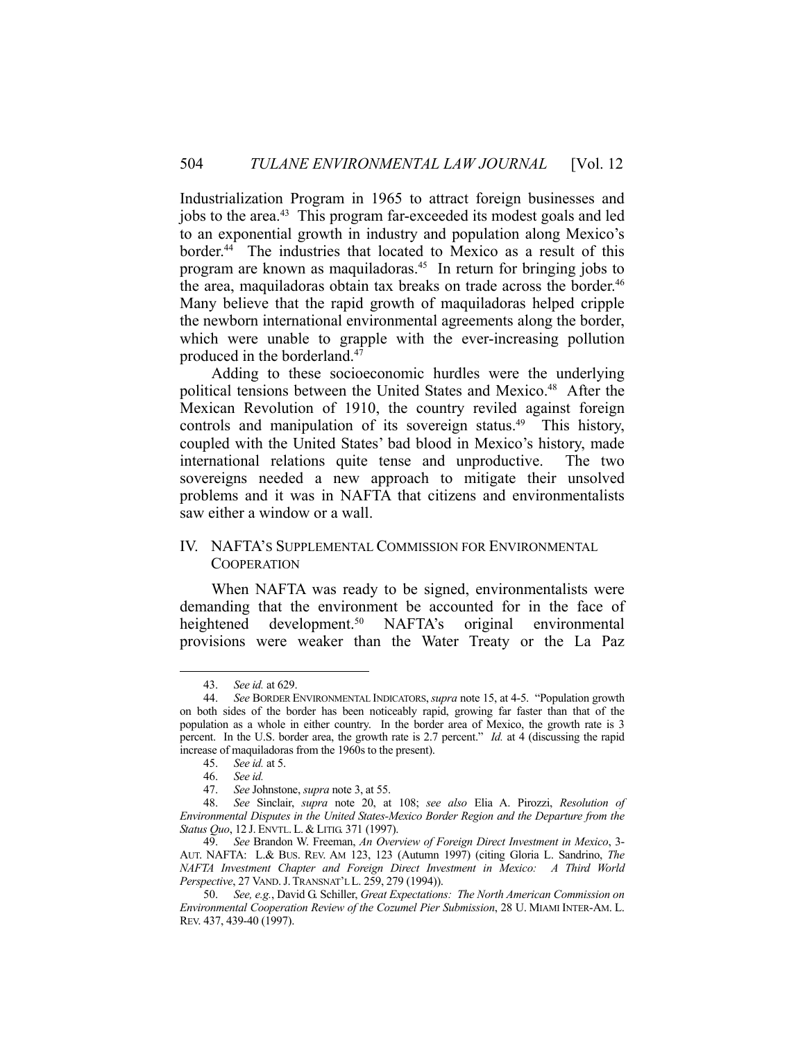Industrialization Program in 1965 to attract foreign businesses and jobs to the area.[43] This program far-exceeded its modest goals and led to an exponential growth in industry and population along Mexico's border.[44] The industries that located to Mexico as a result of this program are known as maquiladoras.[45] In return for bringing jobs to the area, maquiladoras obtain tax breaks on trade across the border.[46] Many believe that the rapid growth of maquiladoras helped cripple the newborn international environmental agreements along the border, which were unable to grapple with the ever-increasing pollution produced in the borderland.[47]

Adding to these socioeconomic hurdles were the underlying political tensions between the United States and Mexico.[48] After the Mexican Revolution of 1910, the country reviled against foreign controls and manipulation of its sovereign status.[49] This history, coupled with the United States' bad blood in Mexico's history, made international relations quite tense and unproductive. The two sovereigns needed a new approach to mitigate their unsolved problems and it was in NAFTA that citizens and environmentalists saw either a window or a wall.

## IV. NAFTA'S SUPPLEMENTAL COMMISSION FOR ENVIRONMENTAL COOPERATION

When NAFTA was ready to be signed, environmentalists were demanding that the environment be accounted for in the face of heightened development.[50] NAFTA's original environmental provisions were weaker than the Water Treaty or the La Paz

---

43. *See id.* at 629.

44. *See* BORDER ENVIRONMENTAL INDICATORS, *supra* note 15, at 4-5. "Population growth on both sides of the border has been noticeably rapid, growing far faster than that of the population as a whole in either country. In the border area of Mexico, the growth rate is 3 percent. In the U.S. border area, the growth rate is 2.7 percent." *Id.* at 4 (discussing the rapid increase of maquiladoras from the 1960s to the present).

45. *See id.* at 5.

46. *See id.*

47. *See* Johnstone, *supra* note 3, at 55.

48. *See* Sinclair, *supra* note 20, at 108; *see also* Elia A. Pirozzi, *Resolution of Environmental Disputes in the United States-Mexico Border Region and the Departure from the Status Quo*, 12 J. ENVTL. L. & LITIG. 371 (1997).

49. *See* Brandon W. Freeman, *An Overview of Foreign Direct Investment in Mexico*, 3-AUT. NAFTA: L.& BUS. REV. AM 123, 123 (Autumn 1997) (citing Gloria L. Sandrino, *The NAFTA Investment Chapter and Foreign Direct Investment in Mexico: A Third World Perspective*, 27 VAND. J. TRANSNAT'L L. 259, 279 (1994)).

50. *See, e.g.*, David G. Schiller, *Great Expectations: The North American Commission on Environmental Cooperation Review of the Cozumel Pier Submission*, 28 U. MIAMI INTER-AM. L. REV. 437, 439-40 (1997).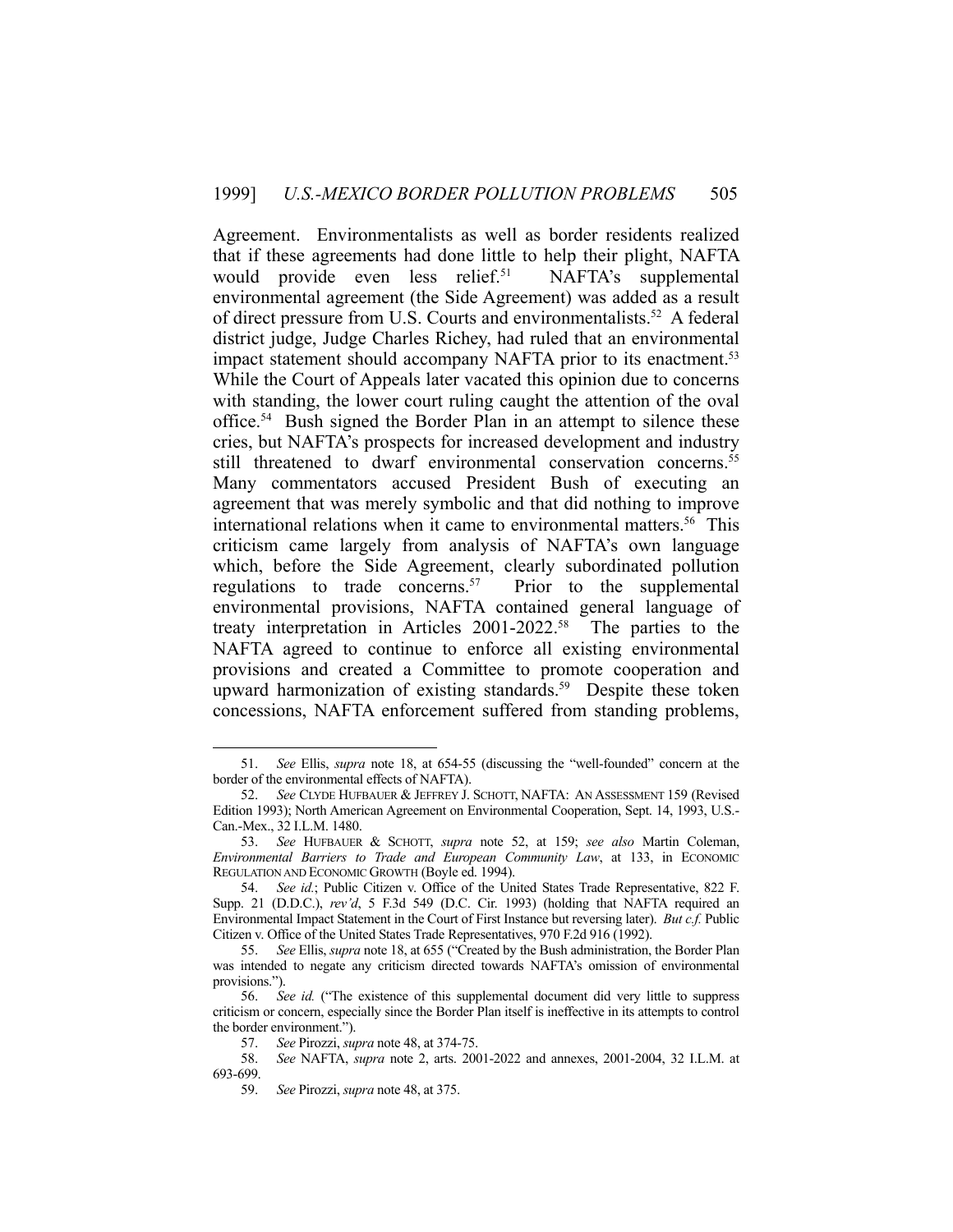Agreement. Environmentalists as well as border residents realized that if these agreements had done little to help their plight, NAFTA would provide even less relief.[51] NAFTA's supplemental environmental agreement (the Side Agreement) was added as a result of direct pressure from U.S. Courts and environmentalists.[52] A federal district judge, Judge Charles Richey, had ruled that an environmental impact statement should accompany NAFTA prior to its enactment.[53] While the Court of Appeals later vacated this opinion due to concerns with standing, the lower court ruling caught the attention of the oval office.[54] Bush signed the Border Plan in an attempt to silence these cries, but NAFTA's prospects for increased development and industry still threatened to dwarf environmental conservation concerns.[55] Many commentators accused President Bush of executing an agreement that was merely symbolic and that did nothing to improve international relations when it came to environmental matters.[56] This criticism came largely from analysis of NAFTA's own language which, before the Side Agreement, clearly subordinated pollution regulations to trade concerns.[57] Prior to the supplemental environmental provisions, NAFTA contained general language of treaty interpretation in Articles 2001-2022.[58] The parties to the NAFTA agreed to continue to enforce all existing environmental provisions and created a Committee to promote cooperation and upward harmonization of existing standards.[59] Despite these token concessions, NAFTA enforcement suffered from standing problems,

---

51. *See* Ellis, *supra* note 18, at 654-55 (discussing the "well-founded" concern at the border of the environmental effects of NAFTA).

52. *See* CLYDE HUFBAUER & JEFFREY J. SCHOTT, NAFTA: AN ASSESSMENT 159 (Revised Edition 1993); North American Agreement on Environmental Cooperation, Sept. 14, 1993, U.S.-Can.-Mex., 32 I.L.M. 1480.

53. *See* HUFBAUER & SCHOTT, *supra* note 52, at 159; *see also* Martin Coleman, *Environmental Barriers to Trade and European Community Law*, at 133, in ECONOMIC REGULATION AND ECONOMIC GROWTH (Boyle ed. 1994).

54. *See id.*; Public Citizen v. Office of the United States Trade Representative, 822 F. Supp. 21 (D.D.C.), *rev'd*, 5 F.3d 549 (D.C. Cir. 1993) (holding that NAFTA required an Environmental Impact Statement in the Court of First Instance but reversing later). *But c.f.* Public Citizen v. Office of the United States Trade Representatives, 970 F.2d 916 (1992).

55. *See* Ellis, *supra* note 18, at 655 ("Created by the Bush administration, the Border Plan was intended to negate any criticism directed towards NAFTA's omission of environmental provisions.").

56. *See id.* ("The existence of this supplemental document did very little to suppress criticism or concern, especially since the Border Plan itself is ineffective in its attempts to control the border environment.").

57. *See* Pirozzi, *supra* note 48, at 374-75.

58. *See* NAFTA, *supra* note 2, arts. 2001-2022 and annexes, 2001-2004, 32 I.L.M. at 693-699.

59. *See* Pirozzi, *supra* note 48, at 375.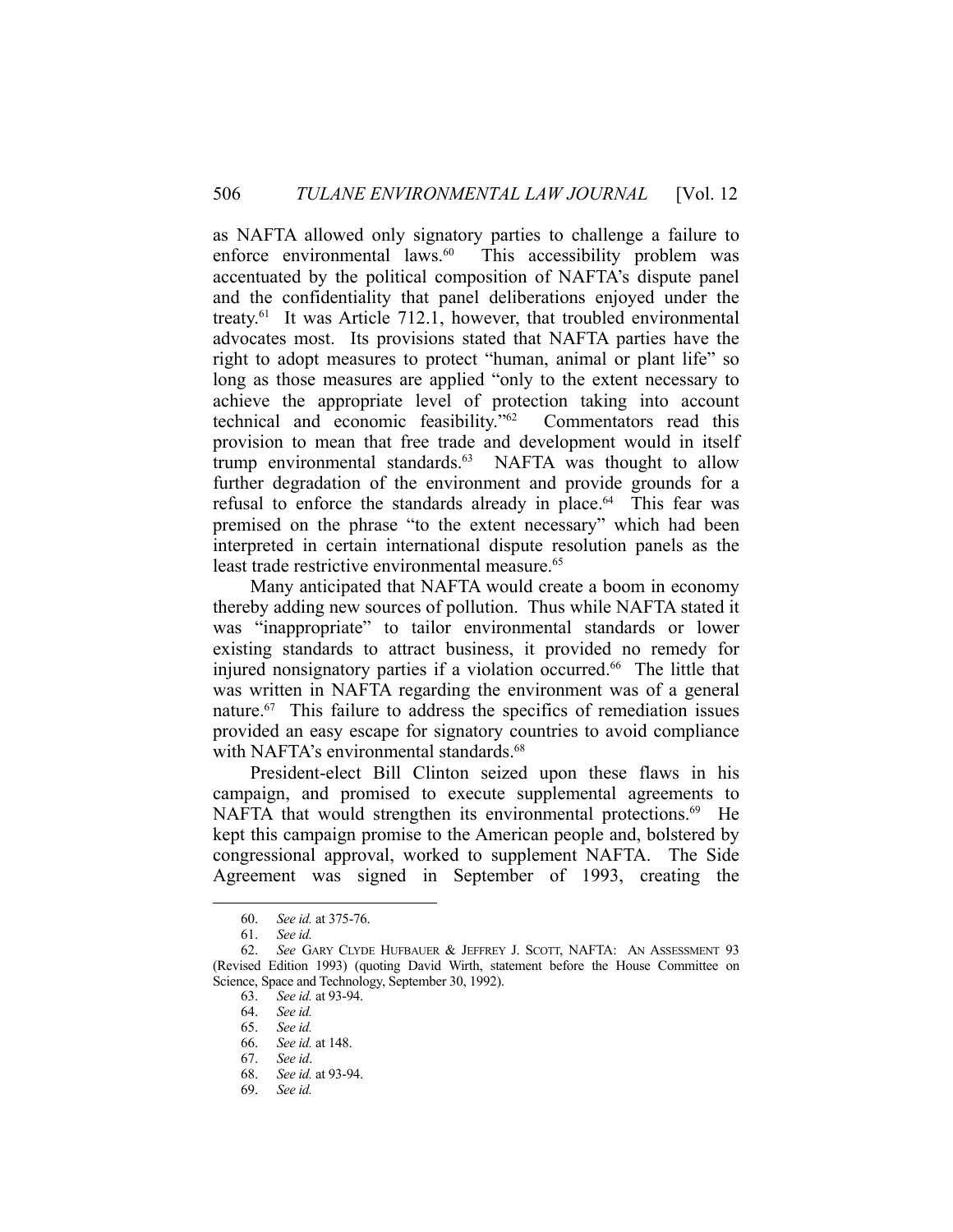as NAFTA allowed only signatory parties to challenge a failure to enforce environmental laws.[60] This accessibility problem was accentuated by the political composition of NAFTA's dispute panel and the confidentiality that panel deliberations enjoyed under the treaty.[61] It was Article 712.1, however, that troubled environmental advocates most. Its provisions stated that NAFTA parties have the right to adopt measures to protect "human, animal or plant life" so long as those measures are applied "only to the extent necessary to achieve the appropriate level of protection taking into account technical and economic feasibility."[62] Commentators read this provision to mean that free trade and development would in itself trump environmental standards.[63] NAFTA was thought to allow further degradation of the environment and provide grounds for a refusal to enforce the standards already in place.[64] This fear was premised on the phrase "to the extent necessary" which had been interpreted in certain international dispute resolution panels as the least trade restrictive environmental measure.[65]

Many anticipated that NAFTA would create a boom in economy thereby adding new sources of pollution. Thus while NAFTA stated it was "inappropriate" to tailor environmental standards or lower existing standards to attract business, it provided no remedy for injured nonsignatory parties if a violation occurred.[66] The little that was written in NAFTA regarding the environment was of a general nature.[67] This failure to address the specifics of remediation issues provided an easy escape for signatory countries to avoid compliance with NAFTA's environmental standards.[68]

President-elect Bill Clinton seized upon these flaws in his campaign, and promised to execute supplemental agreements to NAFTA that would strengthen its environmental protections.[69] He kept this campaign promise to the American people and, bolstered by congressional approval, worked to supplement NAFTA. The Side Agreement was signed in September of 1993, creating the

---

60. *See id.* at 375-76.

61. *See id.*

62. *See* GARY CLYDE HUFBAUER & JEFFREY J. SCOTT, NAFTA: AN ASSESSMENT 93 (Revised Edition 1993) (quoting David Wirth, statement before the House Committee on Science, Space and Technology, September 30, 1992).

63. *See id.* at 93-94.

64. *See id.*

65. *See id.*

66. *See id.* at 148.

67. *See id*.

68. *See id.* at 93-94.

69. *See id.*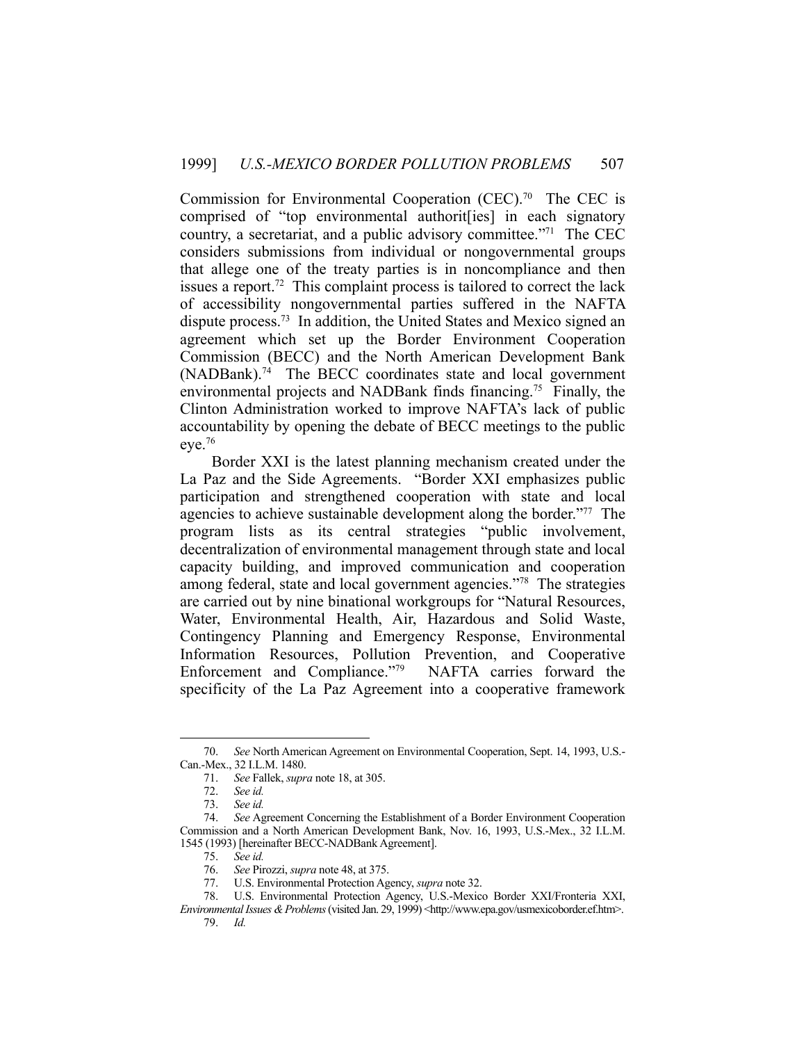Commission for Environmental Cooperation (CEC).[70] The CEC is comprised of "top environmental authorit[ies] in each signatory country, a secretariat, and a public advisory committee."[71] The CEC considers submissions from individual or nongovernmental groups that allege one of the treaty parties is in noncompliance and then issues a report.[72] This complaint process is tailored to correct the lack of accessibility nongovernmental parties suffered in the NAFTA dispute process.[73] In addition, the United States and Mexico signed an agreement which set up the Border Environment Cooperation Commission (BECC) and the North American Development Bank (NADBank).[74] The BECC coordinates state and local government environmental projects and NADBank finds financing.[75] Finally, the Clinton Administration worked to improve NAFTA's lack of public accountability by opening the debate of BECC meetings to the public eye.[76]

Border XXI is the latest planning mechanism created under the La Paz and the Side Agreements. "Border XXI emphasizes public participation and strengthened cooperation with state and local agencies to achieve sustainable development along the border."[77] The program lists as its central strategies "public involvement, decentralization of environmental management through state and local capacity building, and improved communication and cooperation among federal, state and local government agencies."[78] The strategies are carried out by nine binational workgroups for "Natural Resources, Water, Environmental Health, Air, Hazardous and Solid Waste, Contingency Planning and Emergency Response, Environmental Information Resources, Pollution Prevention, and Cooperative Enforcement and Compliance."[79] NAFTA carries forward the specificity of the La Paz Agreement into a cooperative framework

---

70. *See* North American Agreement on Environmental Cooperation, Sept. 14, 1993, U.S.-Can.-Mex., 32 I.L.M. 1480.

71. *See* Fallek, *supra* note 18, at 305.

72. *See id.*

73. *See id.*

74. *See* Agreement Concerning the Establishment of a Border Environment Cooperation Commission and a North American Development Bank, Nov. 16, 1993, U.S.-Mex., 32 I.L.M. 1545 (1993) [hereinafter BECC-NADBank Agreement].

75. *See id.*

76. *See* Pirozzi, *supra* note 48, at 375.

77. U.S. Environmental Protection Agency, *supra* note 32.

78. U.S. Environmental Protection Agency, U.S.-Mexico Border XXI/Fronteria XXI, *Environmental Issues & Problems* (visited Jan. 29, 1999) <http://www.epa.gov/usmexicoborder.ef.htm>.

79. *Id.*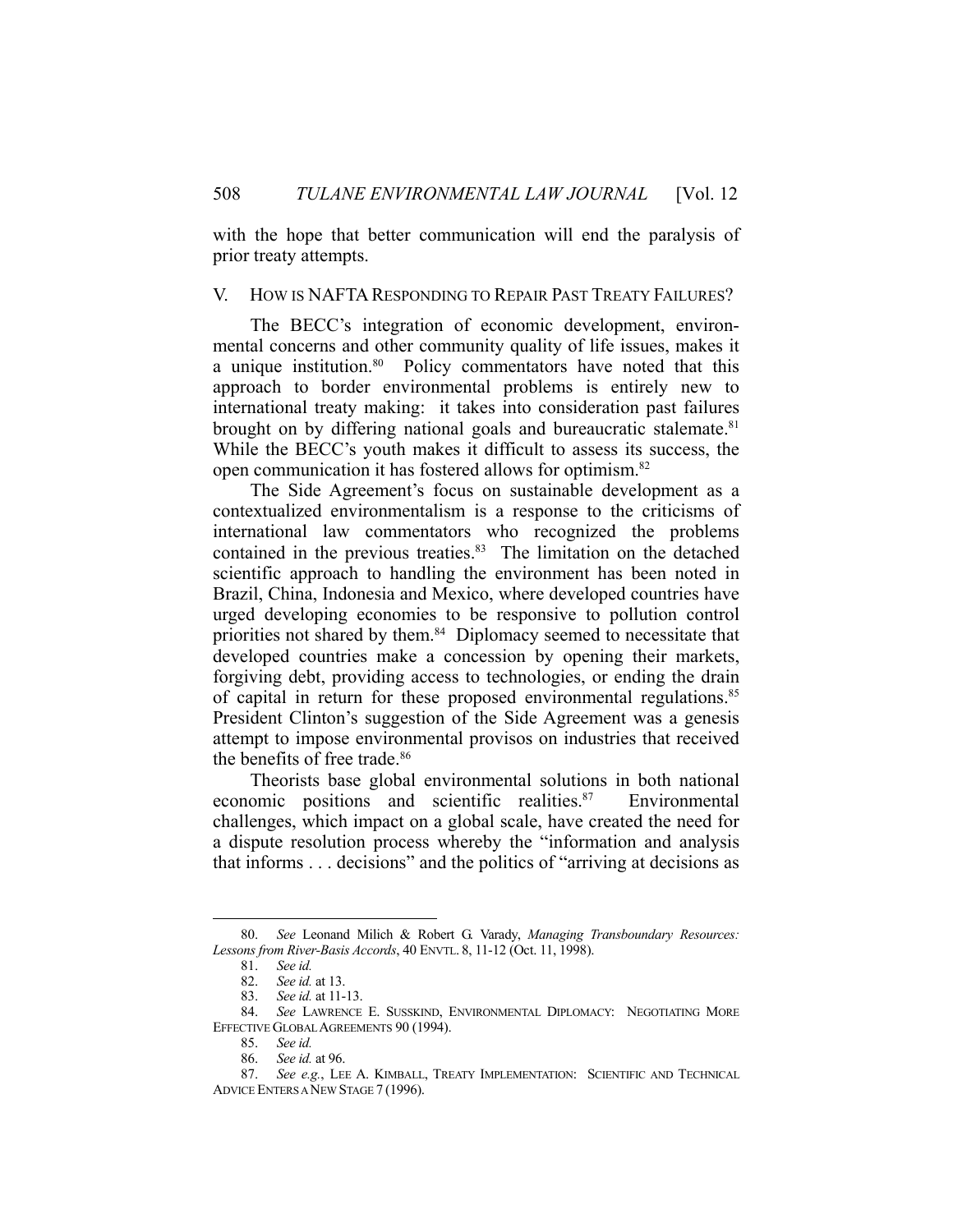with the hope that better communication will end the paralysis of prior treaty attempts.

## V. HOW IS NAFTA RESPONDING TO REPAIR PAST TREATY FAILURES?

The BECC's integration of economic development, environmental concerns and other community quality of life issues, makes it a unique institution.[80] Policy commentators have noted that this approach to border environmental problems is entirely new to international treaty making: it takes into consideration past failures brought on by differing national goals and bureaucratic stalemate.[81] While the BECC's youth makes it difficult to assess its success, the open communication it has fostered allows for optimism.[82]

The Side Agreement's focus on sustainable development as a contextualized environmentalism is a response to the criticisms of international law commentators who recognized the problems contained in the previous treaties.[83] The limitation on the detached scientific approach to handling the environment has been noted in Brazil, China, Indonesia and Mexico, where developed countries have urged developing economies to be responsive to pollution control priorities not shared by them.[84] Diplomacy seemed to necessitate that developed countries make a concession by opening their markets, forgiving debt, providing access to technologies, or ending the drain of capital in return for these proposed environmental regulations.[85] President Clinton's suggestion of the Side Agreement was a genesis attempt to impose environmental provisos on industries that received the benefits of free trade.[86]

Theorists base global environmental solutions in both national economic positions and scientific realities.[87] Environmental challenges, which impact on a global scale, have created the need for a dispute resolution process whereby the "information and analysis that informs . . . decisions" and the politics of "arriving at decisions as

---

80. *See* Leonand Milich & Robert G. Varady, *Managing Transboundary Resources: Lessons from River-Basis Accords*, 40 ENVTL. 8, 11-12 (Oct. 11, 1998).

81. *See id.*

82. *See id.* at 13.

83. *See id.* at 11-13.

84. *See* LAWRENCE E. SUSSKIND, ENVIRONMENTAL DIPLOMACY: NEGOTIATING MORE EFFECTIVE GLOBAL AGREEMENTS 90 (1994).

85. *See id.*

86. *See id.* at 96.

87. *See e.g.*, LEE A. KIMBALL, TREATY IMPLEMENTATION: SCIENTIFIC AND TECHNICAL ADVICE ENTERS A NEW STAGE 7 (1996).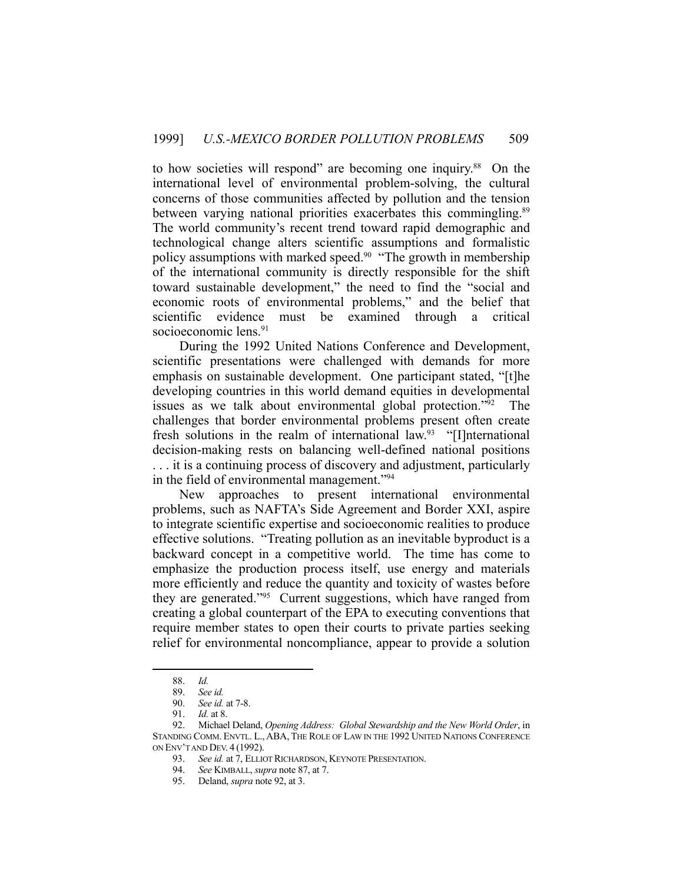to how societies will respond" are becoming one inquiry.[88] On the international level of environmental problem-solving, the cultural concerns of those communities affected by pollution and the tension between varying national priorities exacerbates this commingling.[89] The world community's recent trend toward rapid demographic and technological change alters scientific assumptions and formalistic policy assumptions with marked speed.[90] "The growth in membership of the international community is directly responsible for the shift toward sustainable development," the need to find the "social and economic roots of environmental problems," and the belief that scientific evidence must be examined through a critical socioeconomic lens.[91]

During the 1992 United Nations Conference and Development, scientific presentations were challenged with demands for more emphasis on sustainable development. One participant stated, "[t]he developing countries in this world demand equities in developmental issues as we talk about environmental global protection."[92] The challenges that border environmental problems present often create fresh solutions in the realm of international law.[93] "[I]nternational decision-making rests on balancing well-defined national positions . . . it is a continuing process of discovery and adjustment, particularly in the field of environmental management."[94]

New approaches to present international environmental problems, such as NAFTA's Side Agreement and Border XXI, aspire to integrate scientific expertise and socioeconomic realities to produce effective solutions. "Treating pollution as an inevitable byproduct is a backward concept in a competitive world. The time has come to emphasize the production process itself, use energy and materials more efficiently and reduce the quantity and toxicity of wastes before they are generated."[95] Current suggestions, which have ranged from creating a global counterpart of the EPA to executing conventions that require member states to open their courts to private parties seeking relief for environmental noncompliance, appear to provide a solution

---

88. *Id.*

89. *See id.*

90. *See id.* at 7-8.

91. *Id.* at 8.

92. Michael Deland, *Opening Address: Global Stewardship and the New World Order*, in STANDING COMM. ENVTL. L., ABA, THE ROLE OF LAW IN THE 1992 UNITED NATIONS CONFERENCE ON ENV'T AND DEV. 4 (1992).

93. *See id.* at 7, ELLIOT RICHARDSON, KEYNOTE PRESENTATION.

94. *See* KIMBALL, *supra* note 87, at 7.

95. Deland, *supra* note 92, at 3.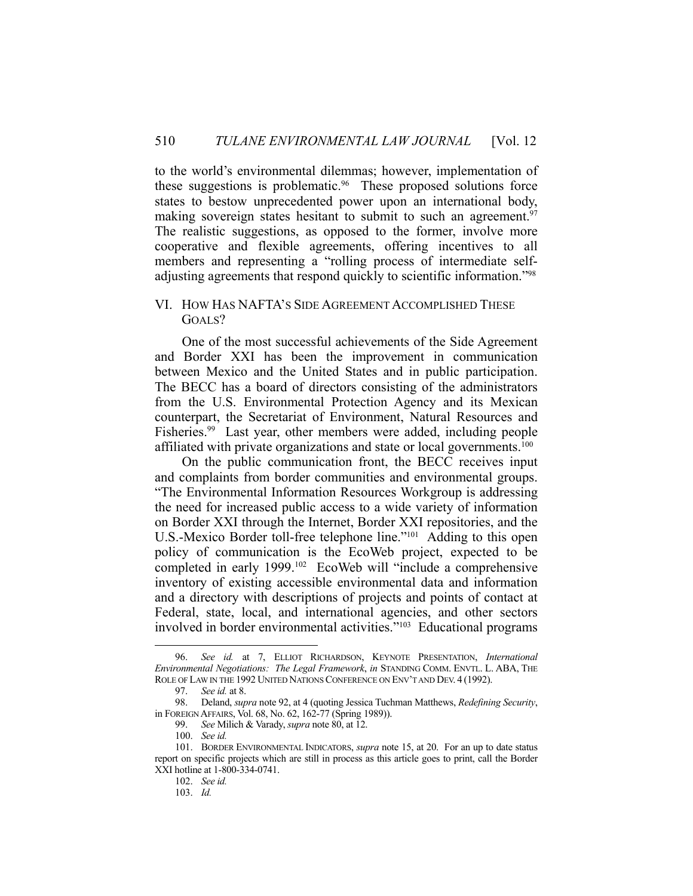to the world's environmental dilemmas; however, implementation of these suggestions is problematic.[96] These proposed solutions force states to bestow unprecedented power upon an international body, making sovereign states hesitant to submit to such an agreement.[97] The realistic suggestions, as opposed to the former, involve more cooperative and flexible agreements, offering incentives to all members and representing a "rolling process of intermediate self-adjusting agreements that respond quickly to scientific information."[98]

## VI. How Has NAFTA's Side Agreement Accomplished These Goals?

One of the most successful achievements of the Side Agreement and Border XXI has been the improvement in communication between Mexico and the United States and in public participation. The BECC has a board of directors consisting of the administrators from the U.S. Environmental Protection Agency and its Mexican counterpart, the Secretariat of Environment, Natural Resources and Fisheries.[99] Last year, other members were added, including people affiliated with private organizations and state or local governments.[100]

On the public communication front, the BECC receives input and complaints from border communities and environmental groups. "The Environmental Information Resources Workgroup is addressing the need for increased public access to a wide variety of information on Border XXI through the Internet, Border XXI repositories, and the U.S.-Mexico Border toll-free telephone line."[101] Adding to this open policy of communication is the EcoWeb project, expected to be completed in early 1999.[102] EcoWeb will "include a comprehensive inventory of existing accessible environmental data and information and a directory with descriptions of projects and points of contact at Federal, state, local, and international agencies, and other sectors involved in border environmental activities."[103] Educational programs

---

96. *See id.* at 7, Elliot Richardson, Keynote Presentation, *International Environmental Negotiations: The Legal Framework*, *in* Standing Comm. Envtl. L. ABA, The Role of Law in the 1992 United Nations Conference on Env't and Dev. 4 (1992).

97. *See id.* at 8.

98. Deland, *supra* note 92, at 4 (quoting Jessica Tuchman Matthews, *Redefining Security*, in Foreign Affairs, Vol. 68, No. 62, 162-77 (Spring 1989)).

99. *See* Milich & Varady, *supra* note 80, at 12.

100. *See id.*

101. Border Environmental Indicators, *supra* note 15, at 20. For an up to date status report on specific projects which are still in process as this article goes to print, call the Border XXI hotline at 1-800-334-0741.

102. *See id.*

103. *Id.*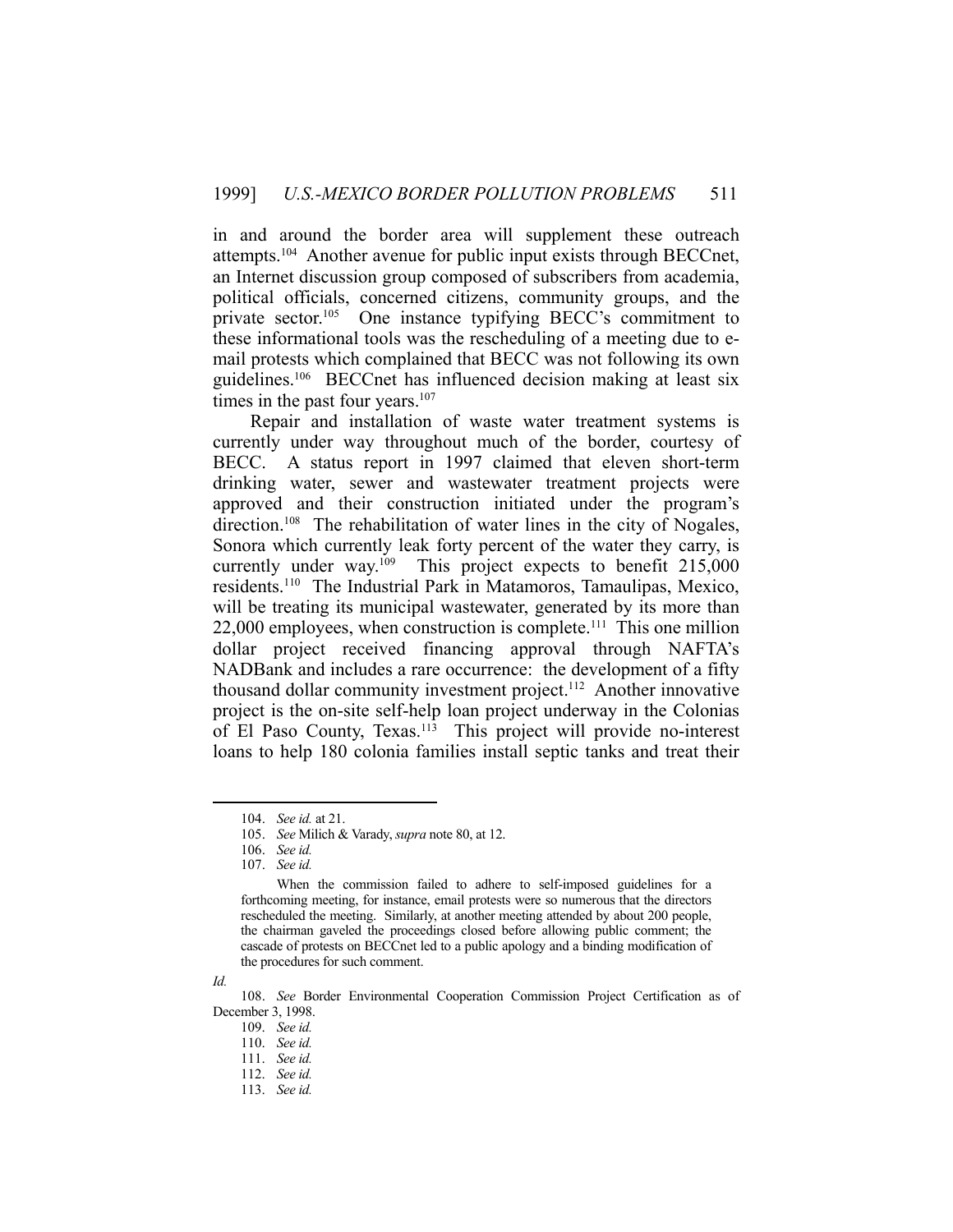in and around the border area will supplement these outreach attempts.[104] Another avenue for public input exists through BECCnet, an Internet discussion group composed of subscribers from academia, political officials, concerned citizens, community groups, and the private sector.[105] One instance typifying BECC's commitment to these informational tools was the rescheduling of a meeting due to e-mail protests which complained that BECC was not following its own guidelines.[106] BECCnet has influenced decision making at least six times in the past four years.[107]

Repair and installation of waste water treatment systems is currently under way throughout much of the border, courtesy of BECC. A status report in 1997 claimed that eleven short-term drinking water, sewer and wastewater treatment projects were approved and their construction initiated under the program's direction.[108] The rehabilitation of water lines in the city of Nogales, Sonora which currently leak forty percent of the water they carry, is currently under way.[109] This project expects to benefit 215,000 residents.[110] The Industrial Park in Matamoros, Tamaulipas, Mexico, will be treating its municipal wastewater, generated by its more than 22,000 employees, when construction is complete.[111] This one million dollar project received financing approval through NAFTA's NADBank and includes a rare occurrence: the development of a fifty thousand dollar community investment project.[112] Another innovative project is the on-site self-help loan project underway in the Colonias of El Paso County, Texas.[113] This project will provide no-interest loans to help 180 colonia families install septic tanks and treat their

---

104. *See id.* at 21.

105. *See* Milich & Varady, *supra* note 80, at 12.

106. *See id.*

107. *See id.*

> When the commission failed to adhere to self-imposed guidelines for a forthcoming meeting, for instance, email protests were so numerous that the directors rescheduled the meeting. Similarly, at another meeting attended by about 200 people, the chairman gaveled the proceedings closed before allowing public comment; the cascade of protests on BECCnet led to a public apology and a binding modification of the procedures for such comment.

*Id.*

108. *See* Border Environmental Cooperation Commission Project Certification as of December 3, 1998.

109. *See id.*

110. *See id.*

111. *See id.*

112. *See id.*

113. *See id.*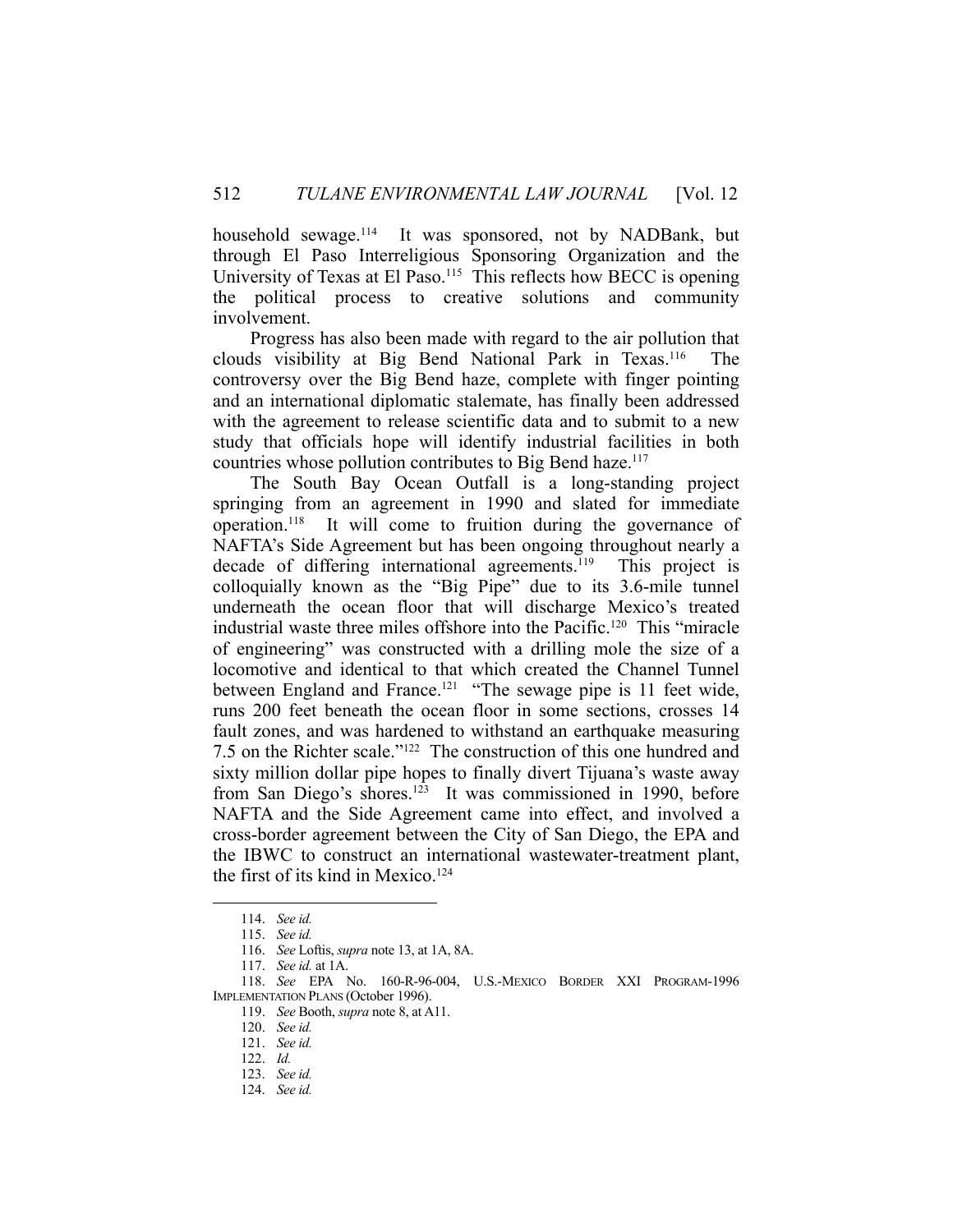household sewage.[114] It was sponsored, not by NADBank, but through El Paso Interreligious Sponsoring Organization and the University of Texas at El Paso.[115] This reflects how BECC is opening the political process to creative solutions and community involvement.

Progress has also been made with regard to the air pollution that clouds visibility at Big Bend National Park in Texas.[116] The controversy over the Big Bend haze, complete with finger pointing and an international diplomatic stalemate, has finally been addressed with the agreement to release scientific data and to submit to a new study that officials hope will identify industrial facilities in both countries whose pollution contributes to Big Bend haze.[117]

The South Bay Ocean Outfall is a long-standing project springing from an agreement in 1990 and slated for immediate operation.[118] It will come to fruition during the governance of NAFTA's Side Agreement but has been ongoing throughout nearly a decade of differing international agreements.[119] This project is colloquially known as the "Big Pipe" due to its 3.6-mile tunnel underneath the ocean floor that will discharge Mexico's treated industrial waste three miles offshore into the Pacific.[120] This "miracle of engineering" was constructed with a drilling mole the size of a locomotive and identical to that which created the Channel Tunnel between England and France.[121] "The sewage pipe is 11 feet wide, runs 200 feet beneath the ocean floor in some sections, crosses 14 fault zones, and was hardened to withstand an earthquake measuring 7.5 on the Richter scale."[122] The construction of this one hundred and sixty million dollar pipe hopes to finally divert Tijuana's waste away from San Diego's shores.[123] It was commissioned in 1990, before NAFTA and the Side Agreement came into effect, and involved a cross-border agreement between the City of San Diego, the EPA and the IBWC to construct an international wastewater-treatment plant, the first of its kind in Mexico.[124]

---

114. *See id.*

115. *See id.*

116. *See* Loftis, *supra* note 13, at 1A, 8A.

117. *See id.* at 1A.

118. *See* EPA No. 160-R-96-004, U.S.-MEXICO BORDER XXI PROGRAM-1996 IMPLEMENTATION PLANS (October 1996).

119. *See* Booth, *supra* note 8, at A11.

120. *See id.*

121. *See id.*

122. *Id.*

123. *See id.*

124. *See id.*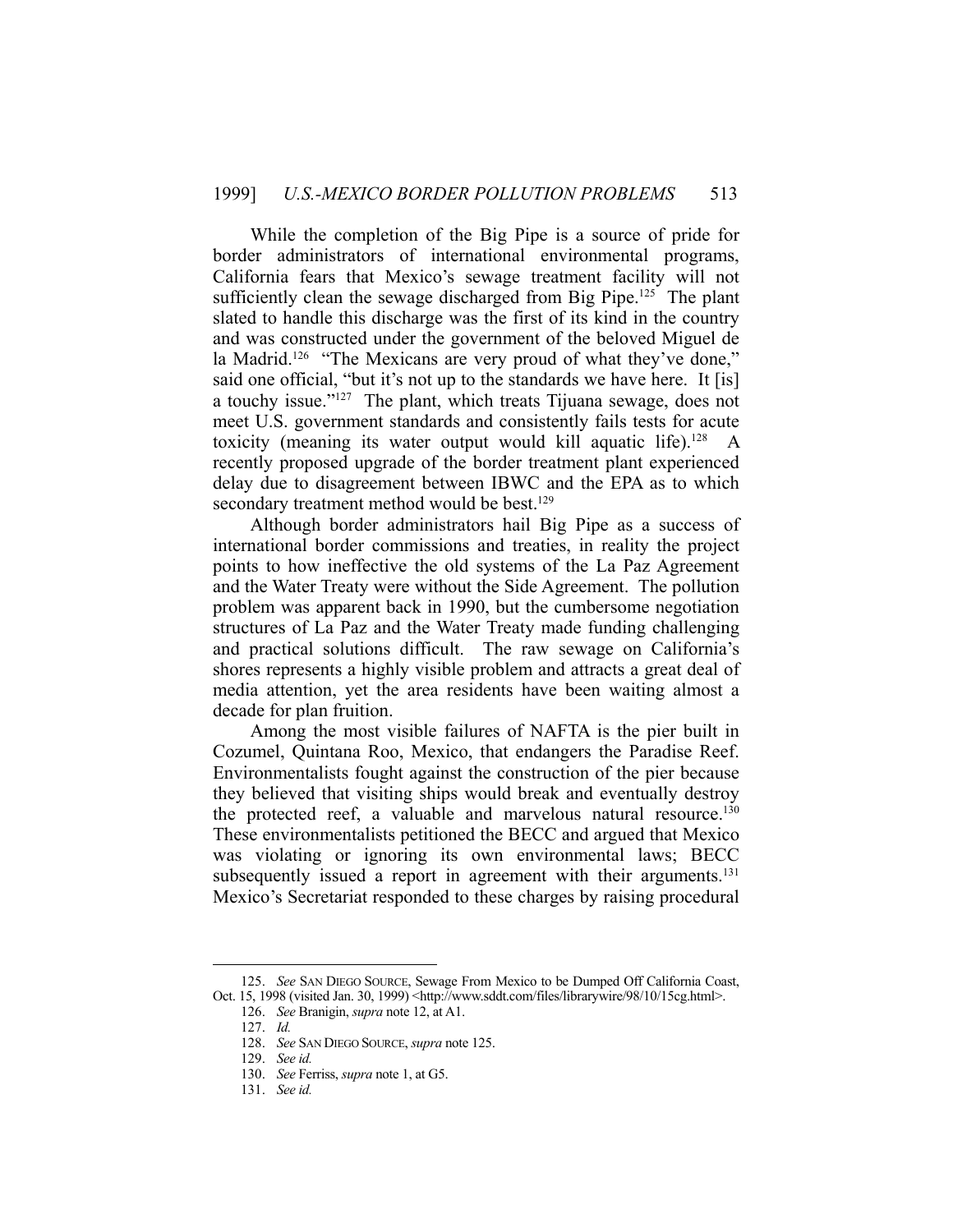While the completion of the Big Pipe is a source of pride for border administrators of international environmental programs, California fears that Mexico's sewage treatment facility will not sufficiently clean the sewage discharged from Big Pipe.[125] The plant slated to handle this discharge was the first of its kind in the country and was constructed under the government of the beloved Miguel de la Madrid.[126] "The Mexicans are very proud of what they've done," said one official, "but it's not up to the standards we have here. It [is] a touchy issue."[127] The plant, which treats Tijuana sewage, does not meet U.S. government standards and consistently fails tests for acute toxicity (meaning its water output would kill aquatic life).[128] A recently proposed upgrade of the border treatment plant experienced delay due to disagreement between IBWC and the EPA as to which secondary treatment method would be best.[129]

Although border administrators hail Big Pipe as a success of international border commissions and treaties, in reality the project points to how ineffective the old systems of the La Paz Agreement and the Water Treaty were without the Side Agreement. The pollution problem was apparent back in 1990, but the cumbersome negotiation structures of La Paz and the Water Treaty made funding challenging and practical solutions difficult. The raw sewage on California's shores represents a highly visible problem and attracts a great deal of media attention, yet the area residents have been waiting almost a decade for plan fruition.

Among the most visible failures of NAFTA is the pier built in Cozumel, Quintana Roo, Mexico, that endangers the Paradise Reef. Environmentalists fought against the construction of the pier because they believed that visiting ships would break and eventually destroy the protected reef, a valuable and marvelous natural resource.[130] These environmentalists petitioned the BECC and argued that Mexico was violating or ignoring its own environmental laws; BECC subsequently issued a report in agreement with their arguments.[131] Mexico's Secretariat responded to these charges by raising procedural

---

125. *See* SAN DIEGO SOURCE, Sewage From Mexico to be Dumped Off California Coast, Oct. 15, 1998 (visited Jan. 30, 1999) <http://www.sddt.com/files/librarywire/98/10/15cg.html>.

126. *See* Branigin, *supra* note 12, at A1.

127. *Id.*

128. *See* SAN DIEGO SOURCE, *supra* note 125.

129. *See id.*

130. *See* Ferriss, *supra* note 1, at G5.

131. *See id.*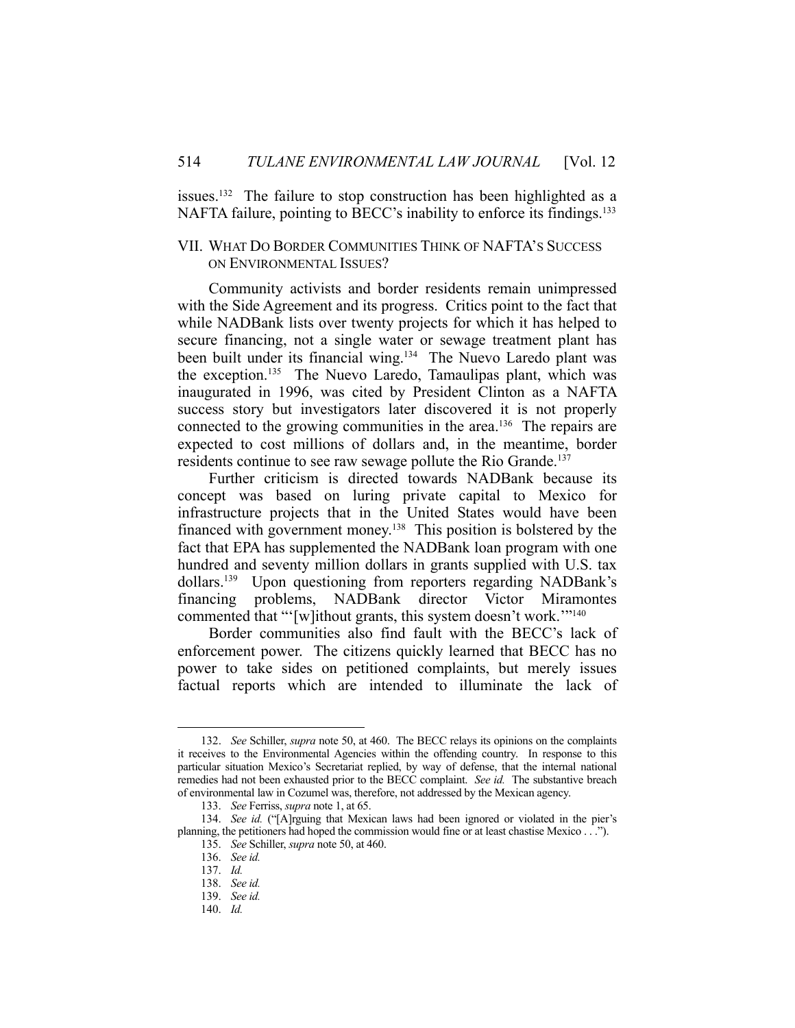issues.[132] The failure to stop construction has been highlighted as a NAFTA failure, pointing to BECC's inability to enforce its findings.[133]

## VII. What Do Border Communities Think of NAFTA's Success on Environmental Issues?

Community activists and border residents remain unimpressed with the Side Agreement and its progress. Critics point to the fact that while NADBank lists over twenty projects for which it has helped to secure financing, not a single water or sewage treatment plant has been built under its financial wing.[134] The Nuevo Laredo plant was the exception.[135] The Nuevo Laredo, Tamaulipas plant, which was inaugurated in 1996, was cited by President Clinton as a NAFTA success story but investigators later discovered it is not properly connected to the growing communities in the area.[136] The repairs are expected to cost millions of dollars and, in the meantime, border residents continue to see raw sewage pollute the Rio Grande.[137]

Further criticism is directed towards NADBank because its concept was based on luring private capital to Mexico for infrastructure projects that in the United States would have been financed with government money.[138] This position is bolstered by the fact that EPA has supplemented the NADBank loan program with one hundred and seventy million dollars in grants supplied with U.S. tax dollars.[139] Upon questioning from reporters regarding NADBank's financing problems, NADBank director Victor Miramontes commented that "'[w]ithout grants, this system doesn't work.'"[140]

Border communities also find fault with the BECC's lack of enforcement power. The citizens quickly learned that BECC has no power to take sides on petitioned complaints, but merely issues factual reports which are intended to illuminate the lack of

---

132. *See* Schiller, *supra* note 50, at 460. The BECC relays its opinions on the complaints it receives to the Environmental Agencies within the offending country. In response to this particular situation Mexico's Secretariat replied, by way of defense, that the internal national remedies had not been exhausted prior to the BECC complaint. *See id.* The substantive breach of environmental law in Cozumel was, therefore, not addressed by the Mexican agency.

133. *See* Ferriss, *supra* note 1, at 65.

134. *See id.* ("[A]rguing that Mexican laws had been ignored or violated in the pier's planning, the petitioners had hoped the commission would fine or at least chastise Mexico . . .").

135. *See* Schiller, *supra* note 50, at 460.

136. *See id.*

137. *Id.*

138. *See id.*

139. *See id.*

140. *Id.*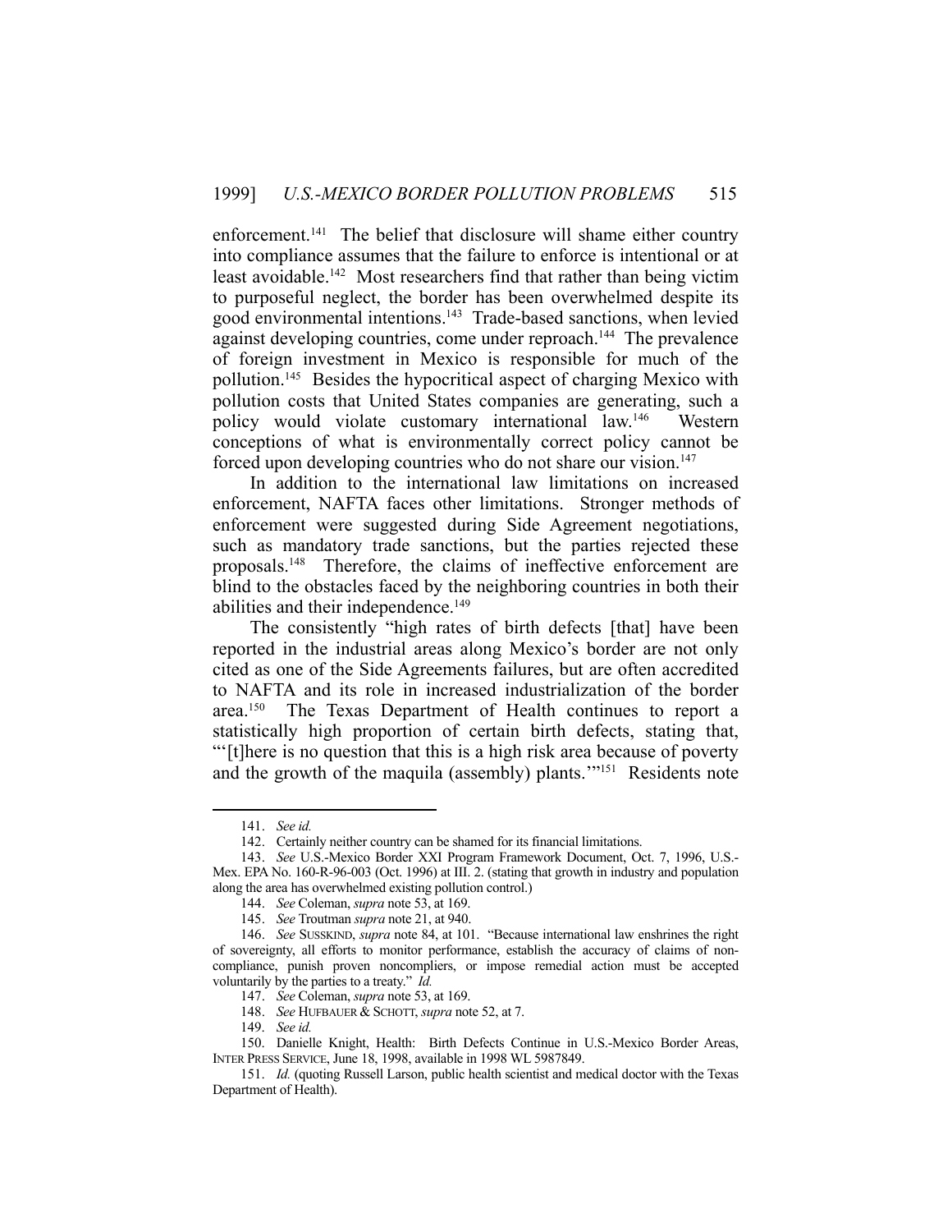enforcement.[141] The belief that disclosure will shame either country into compliance assumes that the failure to enforce is intentional or at least avoidable.[142] Most researchers find that rather than being victim to purposeful neglect, the border has been overwhelmed despite its good environmental intentions.[143] Trade-based sanctions, when levied against developing countries, come under reproach.[144] The prevalence of foreign investment in Mexico is responsible for much of the pollution.[145] Besides the hypocritical aspect of charging Mexico with pollution costs that United States companies are generating, such a policy would violate customary international law.[146] Western conceptions of what is environmentally correct policy cannot be forced upon developing countries who do not share our vision.[147]

In addition to the international law limitations on increased enforcement, NAFTA faces other limitations. Stronger methods of enforcement were suggested during Side Agreement negotiations, such as mandatory trade sanctions, but the parties rejected these proposals.[148] Therefore, the claims of ineffective enforcement are blind to the obstacles faced by the neighboring countries in both their abilities and their independence.[149]

The consistently "high rates of birth defects [that] have been reported in the industrial areas along Mexico's border are not only cited as one of the Side Agreements failures, but are often accredited to NAFTA and its role in increased industrialization of the border area.[150] The Texas Department of Health continues to report a statistically high proportion of certain birth defects, stating that, "'[t]here is no question that this is a high risk area because of poverty and the growth of the maquila (assembly) plants.'"[151] Residents note

---

141. *See id.*

142. Certainly neither country can be shamed for its financial limitations.

143. *See* U.S.-Mexico Border XXI Program Framework Document, Oct. 7, 1996, U.S.-Mex. EPA No. 160-R-96-003 (Oct. 1996) at III. 2. (stating that growth in industry and population along the area has overwhelmed existing pollution control.)

144. *See* Coleman, *supra* note 53, at 169.

145. *See* Troutman *supra* note 21, at 940.

146. *See* SUSSKIND, *supra* note 84, at 101. "Because international law enshrines the right of sovereignty, all efforts to monitor performance, establish the accuracy of claims of non-compliance, punish proven noncompliers, or impose remedial action must be accepted voluntarily by the parties to a treaty." *Id.*

147. *See* Coleman, *supra* note 53, at 169.

148. *See* HUFBAUER & SCHOTT, *supra* note 52, at 7.

149. *See id.*

150. Danielle Knight, Health: Birth Defects Continue in U.S.-Mexico Border Areas, INTER PRESS SERVICE, June 18, 1998, available in 1998 WL 5987849.

151. *Id.* (quoting Russell Larson, public health scientist and medical doctor with the Texas Department of Health).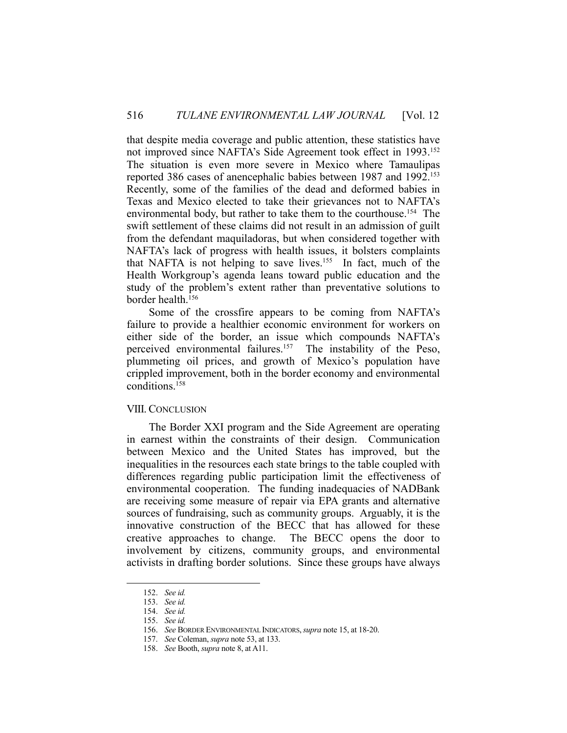that despite media coverage and public attention, these statistics have not improved since NAFTA's Side Agreement took effect in 1993.[152] The situation is even more severe in Mexico where Tamaulipas reported 386 cases of anencephalic babies between 1987 and 1992.[153] Recently, some of the families of the dead and deformed babies in Texas and Mexico elected to take their grievances not to NAFTA's environmental body, but rather to take them to the courthouse.[154] The swift settlement of these claims did not result in an admission of guilt from the defendant maquiladoras, but when considered together with NAFTA's lack of progress with health issues, it bolsters complaints that NAFTA is not helping to save lives.[155] In fact, much of the Health Workgroup's agenda leans toward public education and the study of the problem's extent rather than preventative solutions to border health.[156]

Some of the crossfire appears to be coming from NAFTA's failure to provide a healthier economic environment for workers on either side of the border, an issue which compounds NAFTA's perceived environmental failures.[157] The instability of the Peso, plummeting oil prices, and growth of Mexico's population have crippled improvement, both in the border economy and environmental conditions.[158]

## VIII. CONCLUSION

The Border XXI program and the Side Agreement are operating in earnest within the constraints of their design. Communication between Mexico and the United States has improved, but the inequalities in the resources each state brings to the table coupled with differences regarding public participation limit the effectiveness of environmental cooperation. The funding inadequacies of NADBank are receiving some measure of repair via EPA grants and alternative sources of fundraising, such as community groups. Arguably, it is the innovative construction of the BECC that has allowed for these creative approaches to change. The BECC opens the door to involvement by citizens, community groups, and environmental activists in drafting border solutions. Since these groups have always

---

152. *See id.*
153. *See id.*
154. *See id.*
155. *See id.*
156. *See* BORDER ENVIRONMENTAL INDICATORS, *supra* note 15, at 18-20.
157. *See* Coleman, *supra* note 53, at 133.
158. *See* Booth, *supra* note 8, at A11.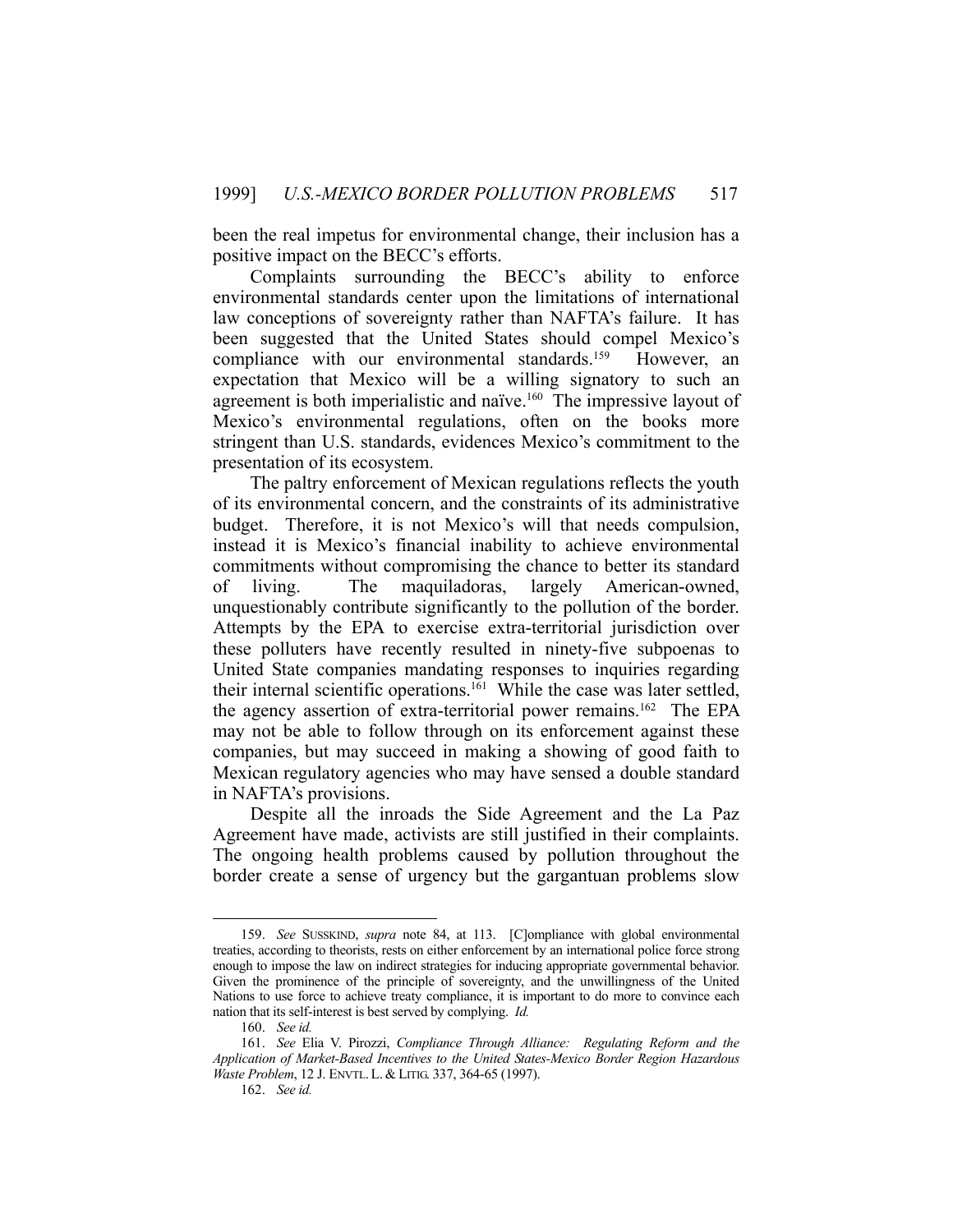been the real impetus for environmental change, their inclusion has a positive impact on the BECC's efforts.

Complaints surrounding the BECC's ability to enforce environmental standards center upon the limitations of international law conceptions of sovereignty rather than NAFTA's failure. It has been suggested that the United States should compel Mexico's compliance with our environmental standards.[159] However, an expectation that Mexico will be a willing signatory to such an agreement is both imperialistic and naïve.[160] The impressive layout of Mexico's environmental regulations, often on the books more stringent than U.S. standards, evidences Mexico's commitment to the presentation of its ecosystem.

The paltry enforcement of Mexican regulations reflects the youth of its environmental concern, and the constraints of its administrative budget. Therefore, it is not Mexico's will that needs compulsion, instead it is Mexico's financial inability to achieve environmental commitments without compromising the chance to better its standard of living. The maquiladoras, largely American-owned, unquestionably contribute significantly to the pollution of the border. Attempts by the EPA to exercise extra-territorial jurisdiction over these polluters have recently resulted in ninety-five subpoenas to United State companies mandating responses to inquiries regarding their internal scientific operations.[161] While the case was later settled, the agency assertion of extra-territorial power remains.[162] The EPA may not be able to follow through on its enforcement against these companies, but may succeed in making a showing of good faith to Mexican regulatory agencies who may have sensed a double standard in NAFTA's provisions.

Despite all the inroads the Side Agreement and the La Paz Agreement have made, activists are still justified in their complaints. The ongoing health problems caused by pollution throughout the border create a sense of urgency but the gargantuan problems slow

---

159. *See* SUSSKIND, *supra* note 84, at 113. [C]ompliance with global environmental treaties, according to theorists, rests on either enforcement by an international police force strong enough to impose the law on indirect strategies for inducing appropriate governmental behavior. Given the prominence of the principle of sovereignty, and the unwillingness of the United Nations to use force to achieve treaty compliance, it is important to do more to convince each nation that its self-interest is best served by complying. *Id.*

160. *See id.*

161. *See* Elia V. Pirozzi, *Compliance Through Alliance: Regulating Reform and the Application of Market-Based Incentives to the United States-Mexico Border Region Hazardous Waste Problem*, 12 J. ENVTL. L. & LITIG. 337, 364-65 (1997).

162. *See id.*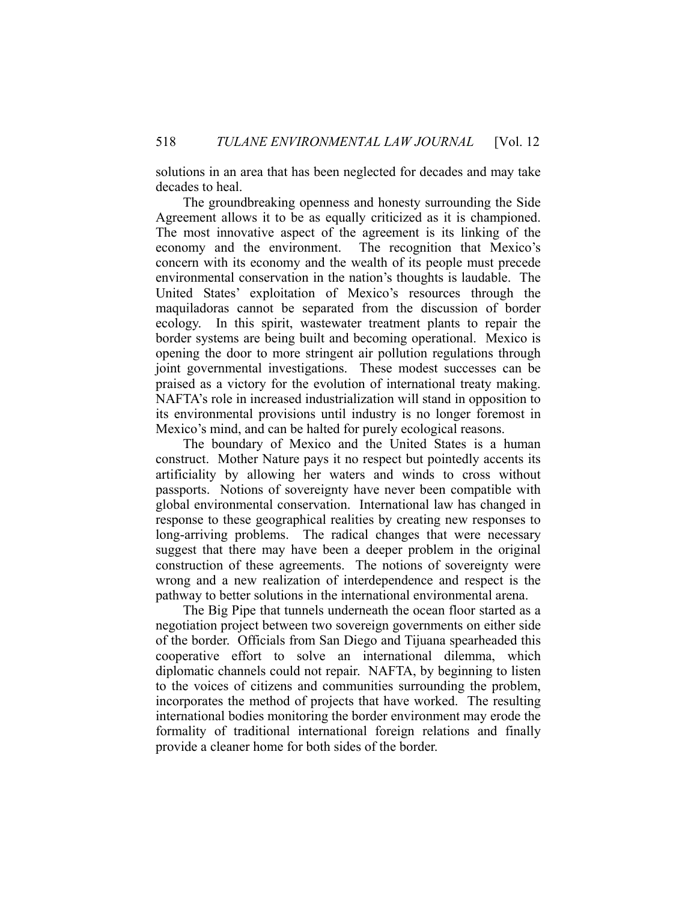solutions in an area that has been neglected for decades and may take decades to heal.

The groundbreaking openness and honesty surrounding the Side Agreement allows it to be as equally criticized as it is championed. The most innovative aspect of the agreement is its linking of the economy and the environment. The recognition that Mexico's concern with its economy and the wealth of its people must precede environmental conservation in the nation's thoughts is laudable. The United States' exploitation of Mexico's resources through the maquiladoras cannot be separated from the discussion of border ecology. In this spirit, wastewater treatment plants to repair the border systems are being built and becoming operational. Mexico is opening the door to more stringent air pollution regulations through joint governmental investigations. These modest successes can be praised as a victory for the evolution of international treaty making. NAFTA's role in increased industrialization will stand in opposition to its environmental provisions until industry is no longer foremost in Mexico's mind, and can be halted for purely ecological reasons.

The boundary of Mexico and the United States is a human construct. Mother Nature pays it no respect but pointedly accents its artificiality by allowing her waters and winds to cross without passports. Notions of sovereignty have never been compatible with global environmental conservation. International law has changed in response to these geographical realities by creating new responses to long-arriving problems. The radical changes that were necessary suggest that there may have been a deeper problem in the original construction of these agreements. The notions of sovereignty were wrong and a new realization of interdependence and respect is the pathway to better solutions in the international environmental arena.

The Big Pipe that tunnels underneath the ocean floor started as a negotiation project between two sovereign governments on either side of the border. Officials from San Diego and Tijuana spearheaded this cooperative effort to solve an international dilemma, which diplomatic channels could not repair. NAFTA, by beginning to listen to the voices of citizens and communities surrounding the problem, incorporates the method of projects that have worked. The resulting international bodies monitoring the border environment may erode the formality of traditional international foreign relations and finally provide a cleaner home for both sides of the border.